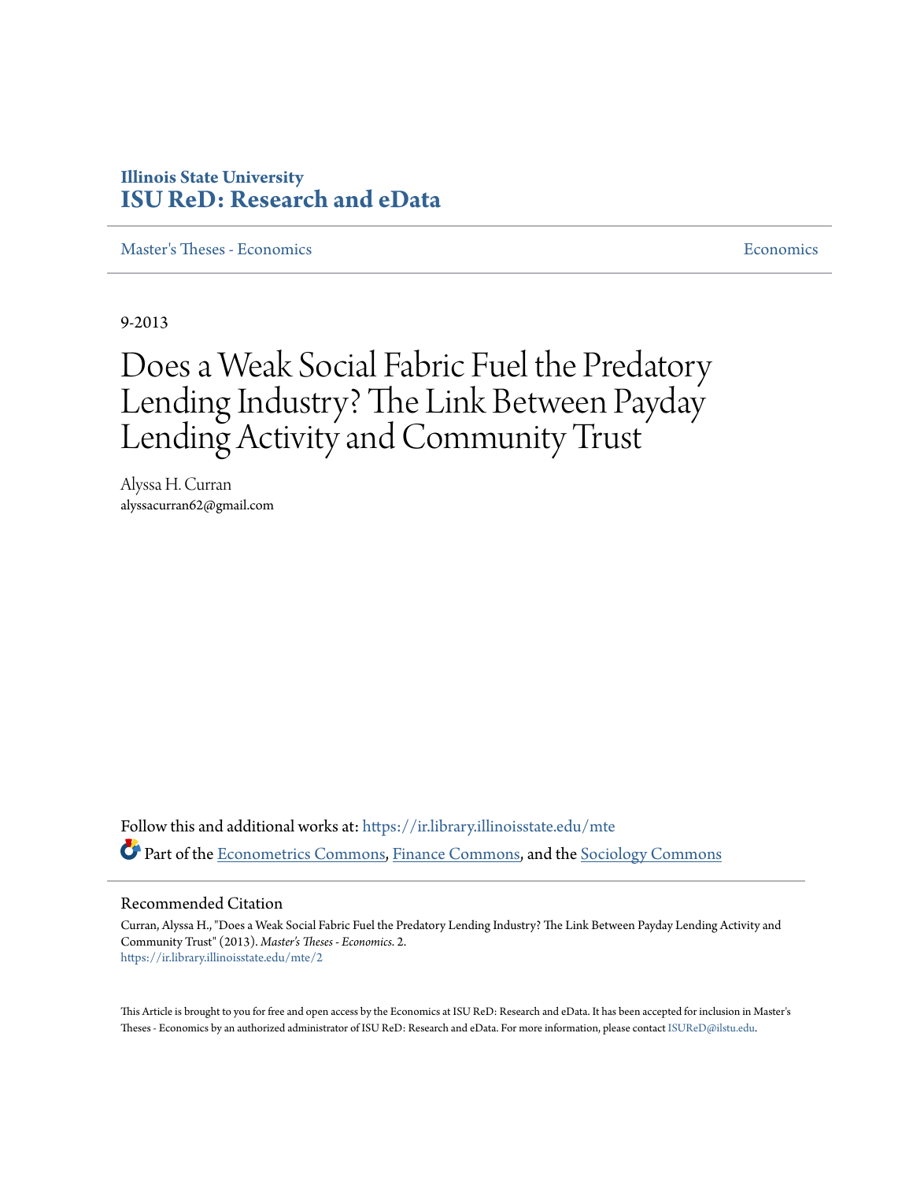Illinois State University
**ISU ReD: Research and eData**

Master's Theses - Economics | Economics

9-2013

# Does a Weak Social Fabric Fuel the Predatory Lending Industry? The Link Between Payday Lending Activity and Community Trust

Alyssa H. Curran
alyssacurran62@gmail.com

Follow this and additional works at: https://ir.library.illinoisstate.edu/mte

Part of the Econometrics Commons, Finance Commons, and the Sociology Commons

## Recommended Citation

Curran, Alyssa H., "Does a Weak Social Fabric Fuel the Predatory Lending Industry? The Link Between Payday Lending Activity and Community Trust" (2013). *Master's Theses - Economics*. 2.
https://ir.library.illinoisstate.edu/mte/2

This Article is brought to you for free and open access by the Economics at ISU ReD: Research and eData. It has been accepted for inclusion in Master's Theses - Economics by an authorized administrator of ISU ReD: Research and eData. For more information, please contact ISUReD@ilstu.edu.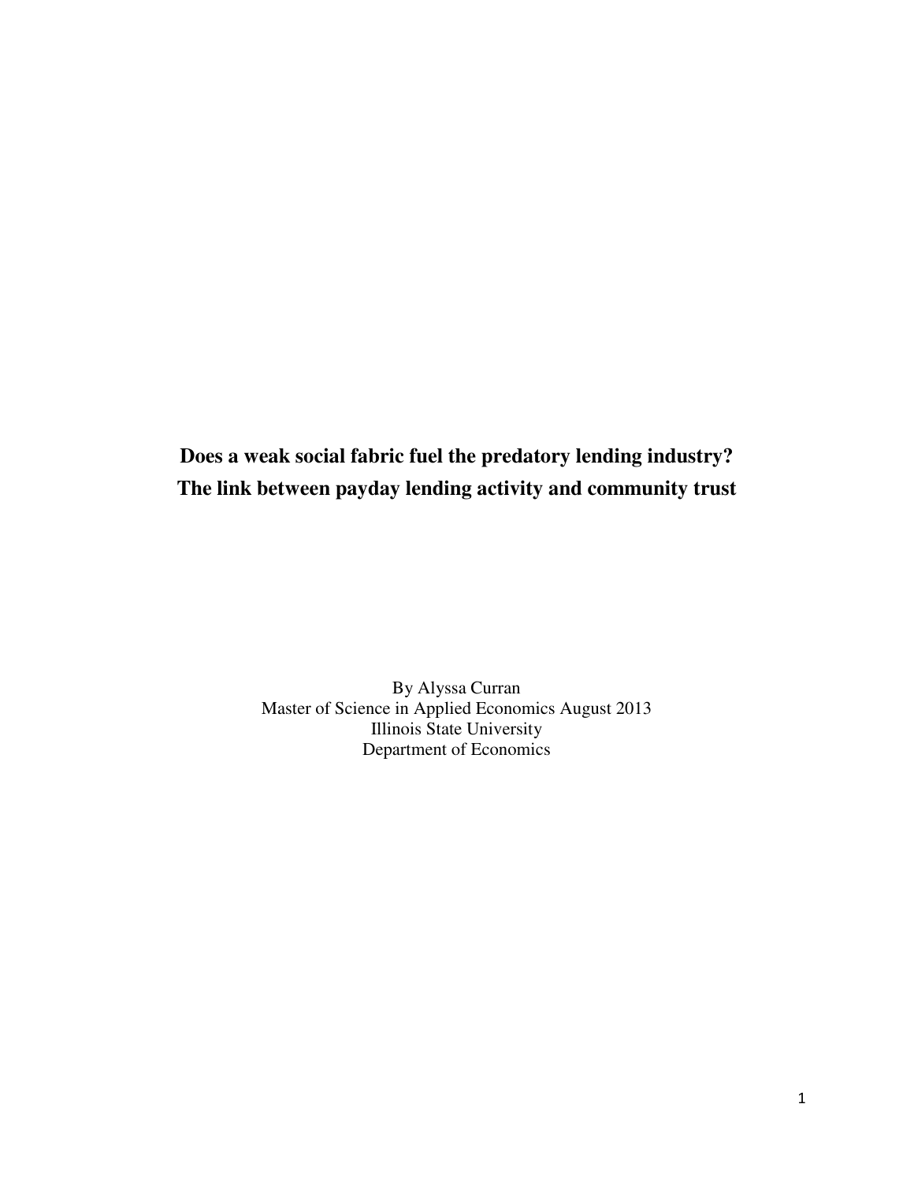**Does a weak social fabric fuel the predatory lending industry?**
**The link between payday lending activity and community trust**

By Alyssa Curran
Master of Science in Applied Economics August 2013
Illinois State University
Department of Economics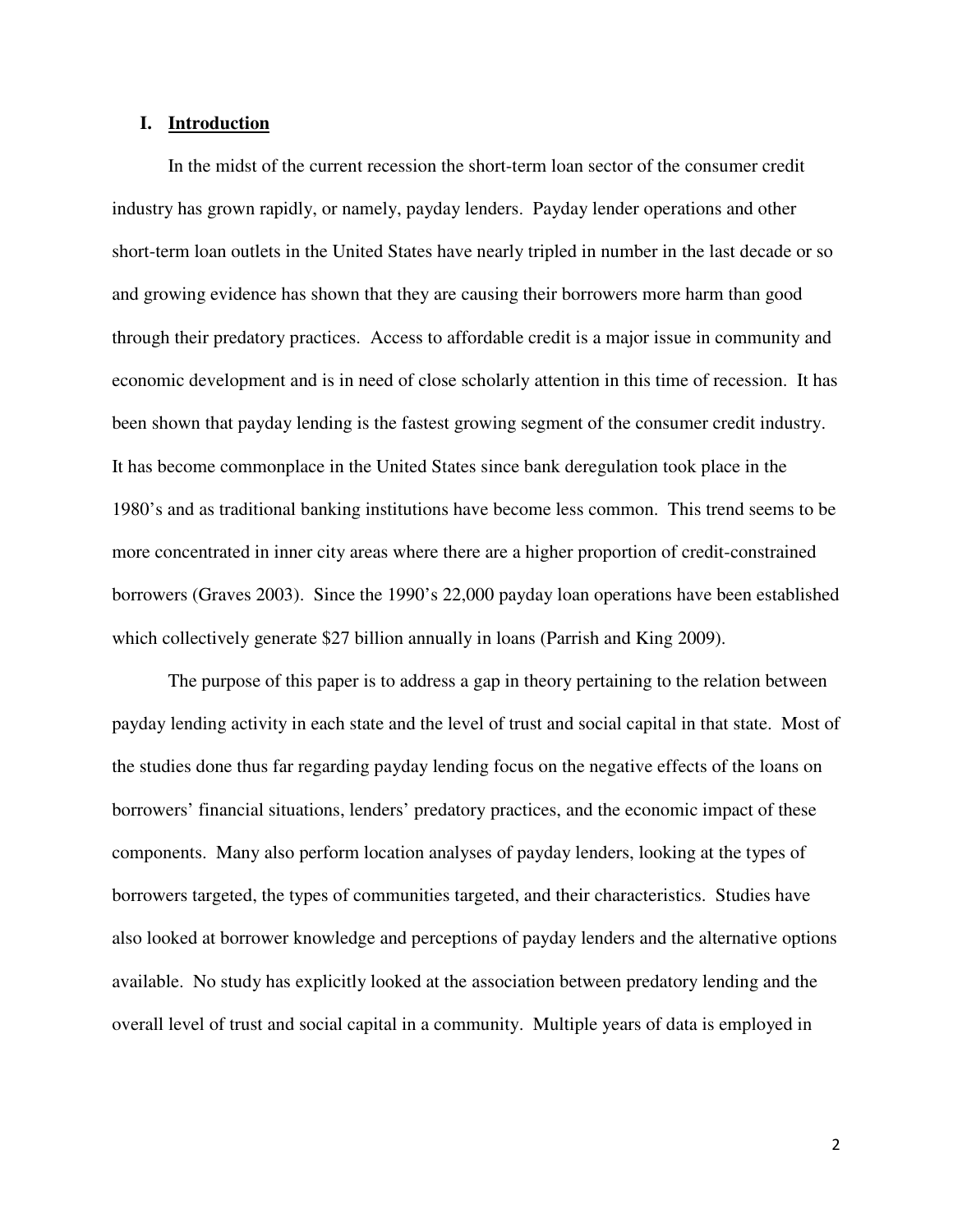## I. Introduction

In the midst of the current recession the short-term loan sector of the consumer credit industry has grown rapidly, or namely, payday lenders. Payday lender operations and other short-term loan outlets in the United States have nearly tripled in number in the last decade or so and growing evidence has shown that they are causing their borrowers more harm than good through their predatory practices. Access to affordable credit is a major issue in community and economic development and is in need of close scholarly attention in this time of recession. It has been shown that payday lending is the fastest growing segment of the consumer credit industry. It has become commonplace in the United States since bank deregulation took place in the 1980's and as traditional banking institutions have become less common. This trend seems to be more concentrated in inner city areas where there are a higher proportion of credit-constrained borrowers (Graves 2003). Since the 1990's 22,000 payday loan operations have been established which collectively generate $27 billion annually in loans (Parrish and King 2009).

The purpose of this paper is to address a gap in theory pertaining to the relation between payday lending activity in each state and the level of trust and social capital in that state. Most of the studies done thus far regarding payday lending focus on the negative effects of the loans on borrowers' financial situations, lenders' predatory practices, and the economic impact of these components. Many also perform location analyses of payday lenders, looking at the types of borrowers targeted, the types of communities targeted, and their characteristics. Studies have also looked at borrower knowledge and perceptions of payday lenders and the alternative options available. No study has explicitly looked at the association between predatory lending and the overall level of trust and social capital in a community. Multiple years of data is employed in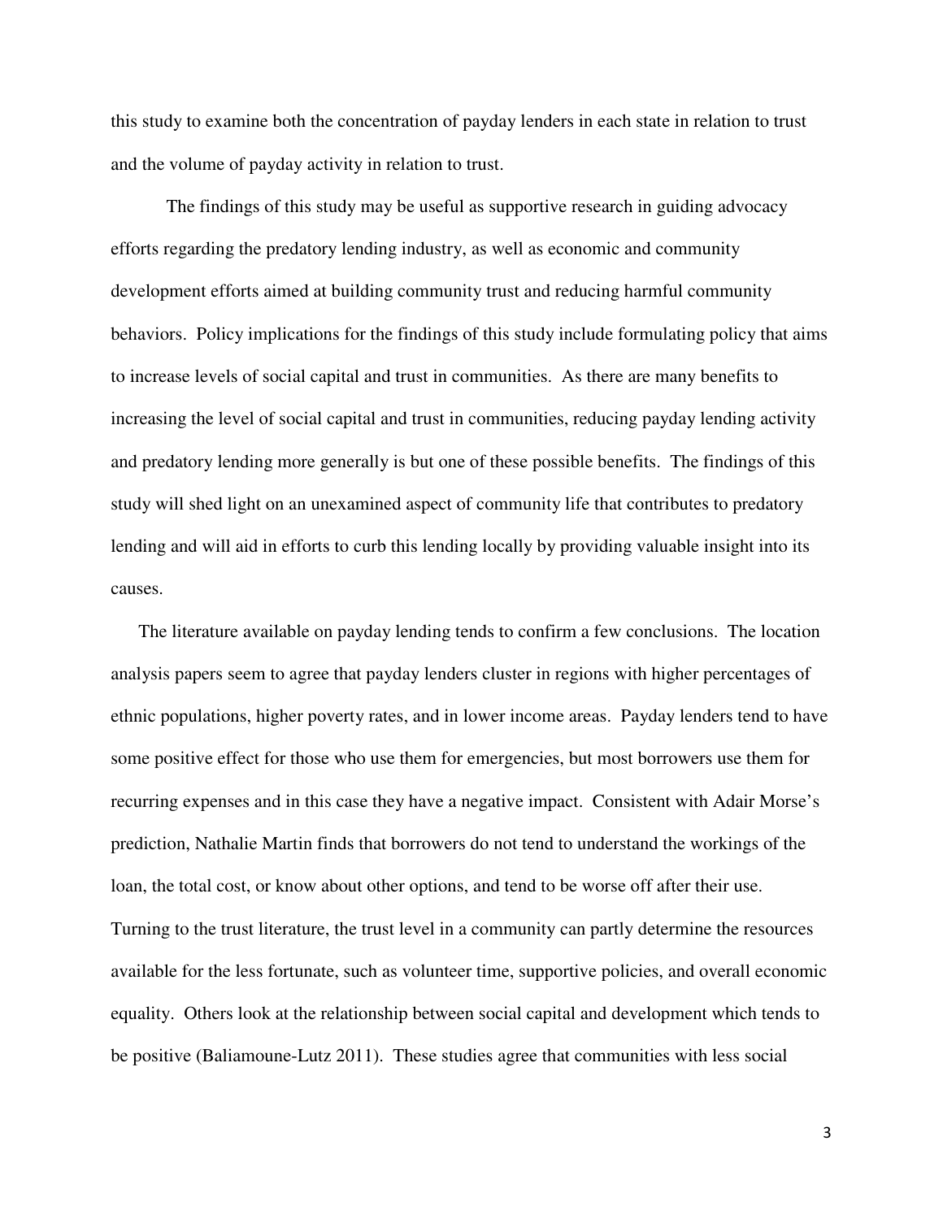this study to examine both the concentration of payday lenders in each state in relation to trust and the volume of payday activity in relation to trust.

The findings of this study may be useful as supportive research in guiding advocacy efforts regarding the predatory lending industry, as well as economic and community development efforts aimed at building community trust and reducing harmful community behaviors. Policy implications for the findings of this study include formulating policy that aims to increase levels of social capital and trust in communities. As there are many benefits to increasing the level of social capital and trust in communities, reducing payday lending activity and predatory lending more generally is but one of these possible benefits. The findings of this study will shed light on an unexamined aspect of community life that contributes to predatory lending and will aid in efforts to curb this lending locally by providing valuable insight into its causes.

The literature available on payday lending tends to confirm a few conclusions. The location analysis papers seem to agree that payday lenders cluster in regions with higher percentages of ethnic populations, higher poverty rates, and in lower income areas. Payday lenders tend to have some positive effect for those who use them for emergencies, but most borrowers use them for recurring expenses and in this case they have a negative impact. Consistent with Adair Morse's prediction, Nathalie Martin finds that borrowers do not tend to understand the workings of the loan, the total cost, or know about other options, and tend to be worse off after their use. Turning to the trust literature, the trust level in a community can partly determine the resources available for the less fortunate, such as volunteer time, supportive policies, and overall economic equality. Others look at the relationship between social capital and development which tends to be positive (Baliamoune-Lutz 2011). These studies agree that communities with less social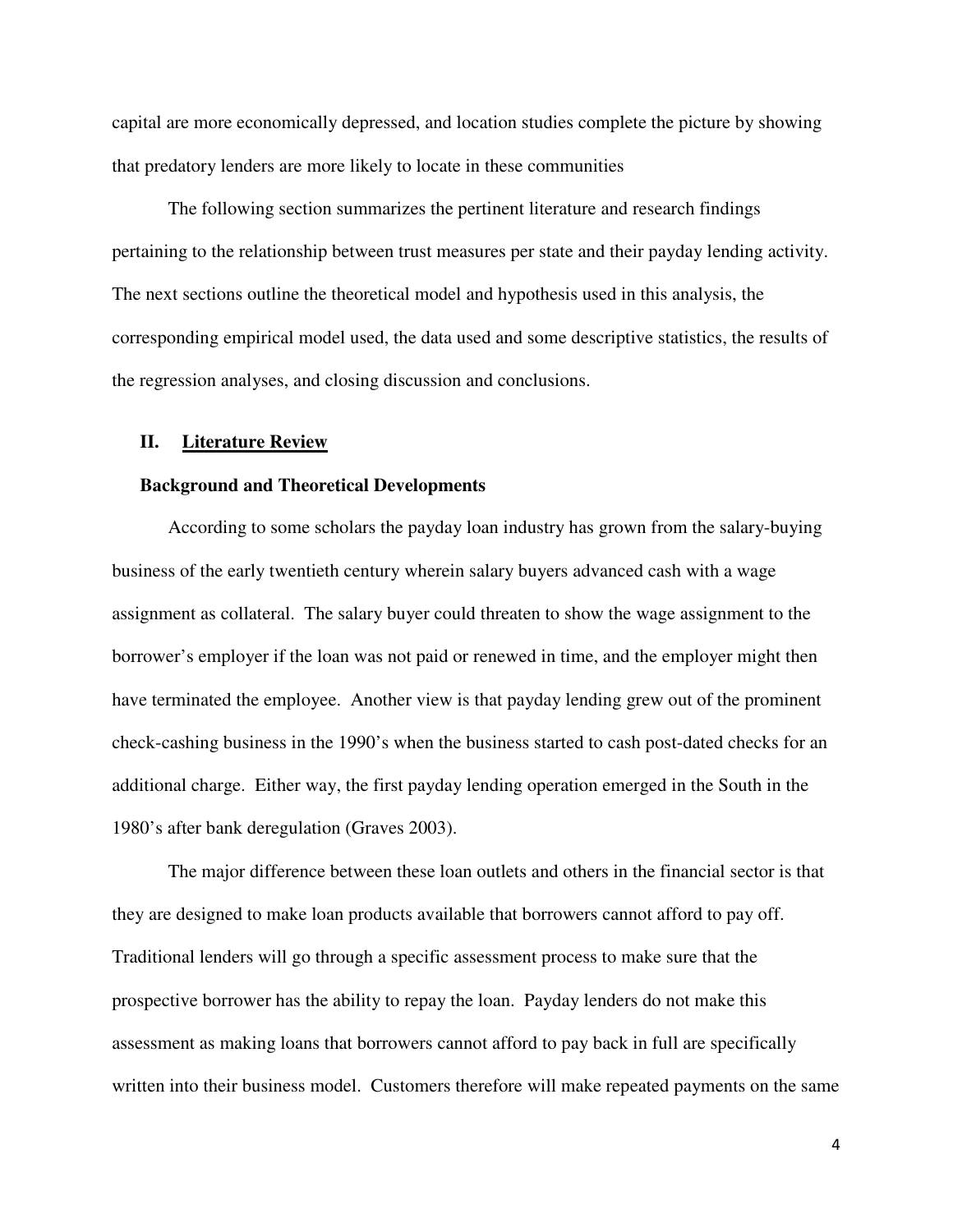capital are more economically depressed, and location studies complete the picture by showing that predatory lenders are more likely to locate in these communities

The following section summarizes the pertinent literature and research findings pertaining to the relationship between trust measures per state and their payday lending activity. The next sections outline the theoretical model and hypothesis used in this analysis, the corresponding empirical model used, the data used and some descriptive statistics, the results of the regression analyses, and closing discussion and conclusions.

## II. Literature Review

### Background and Theoretical Developments

According to some scholars the payday loan industry has grown from the salary-buying business of the early twentieth century wherein salary buyers advanced cash with a wage assignment as collateral. The salary buyer could threaten to show the wage assignment to the borrower's employer if the loan was not paid or renewed in time, and the employer might then have terminated the employee. Another view is that payday lending grew out of the prominent check-cashing business in the 1990's when the business started to cash post-dated checks for an additional charge. Either way, the first payday lending operation emerged in the South in the 1980's after bank deregulation (Graves 2003).

The major difference between these loan outlets and others in the financial sector is that they are designed to make loan products available that borrowers cannot afford to pay off. Traditional lenders will go through a specific assessment process to make sure that the prospective borrower has the ability to repay the loan. Payday lenders do not make this assessment as making loans that borrowers cannot afford to pay back in full are specifically written into their business model. Customers therefore will make repeated payments on the same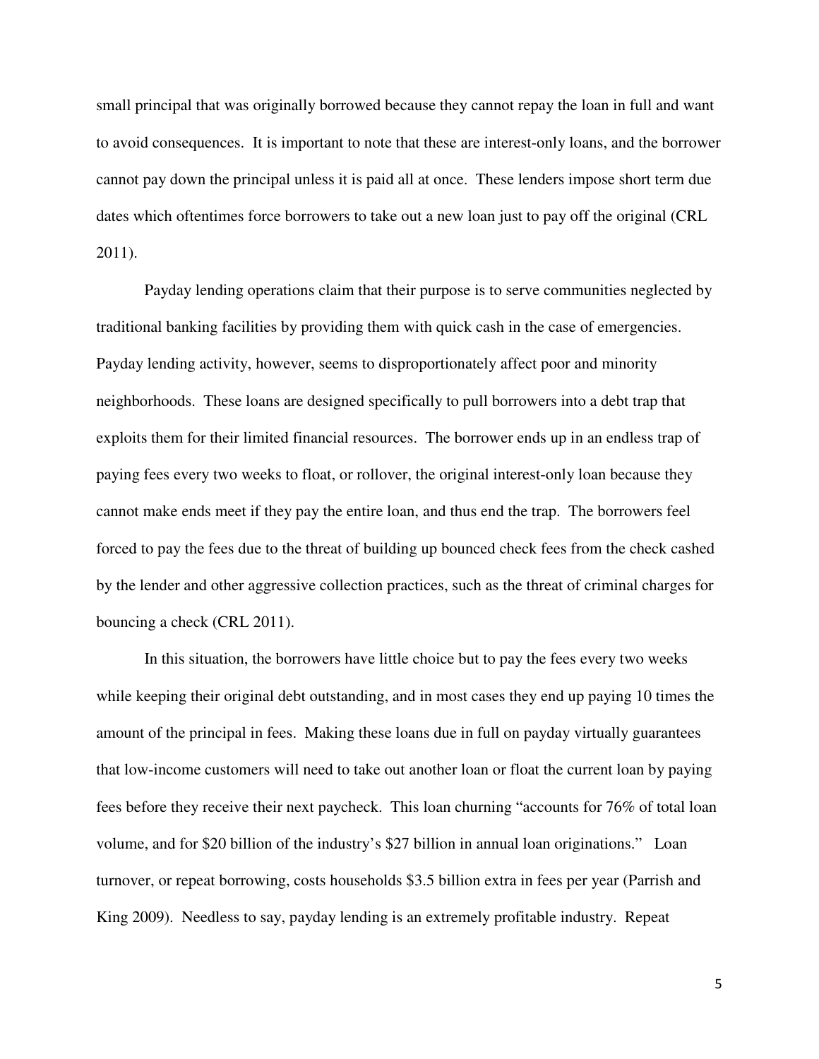small principal that was originally borrowed because they cannot repay the loan in full and want to avoid consequences. It is important to note that these are interest-only loans, and the borrower cannot pay down the principal unless it is paid all at once. These lenders impose short term due dates which oftentimes force borrowers to take out a new loan just to pay off the original (CRL 2011).

Payday lending operations claim that their purpose is to serve communities neglected by traditional banking facilities by providing them with quick cash in the case of emergencies. Payday lending activity, however, seems to disproportionately affect poor and minority neighborhoods. These loans are designed specifically to pull borrowers into a debt trap that exploits them for their limited financial resources. The borrower ends up in an endless trap of paying fees every two weeks to float, or rollover, the original interest-only loan because they cannot make ends meet if they pay the entire loan, and thus end the trap. The borrowers feel forced to pay the fees due to the threat of building up bounced check fees from the check cashed by the lender and other aggressive collection practices, such as the threat of criminal charges for bouncing a check (CRL 2011).

In this situation, the borrowers have little choice but to pay the fees every two weeks while keeping their original debt outstanding, and in most cases they end up paying 10 times the amount of the principal in fees. Making these loans due in full on payday virtually guarantees that low-income customers will need to take out another loan or float the current loan by paying fees before they receive their next paycheck. This loan churning "accounts for 76% of total loan volume, and for $20 billion of the industry's $27 billion in annual loan originations." Loan turnover, or repeat borrowing, costs households $3.5 billion extra in fees per year (Parrish and King 2009). Needless to say, payday lending is an extremely profitable industry. Repeat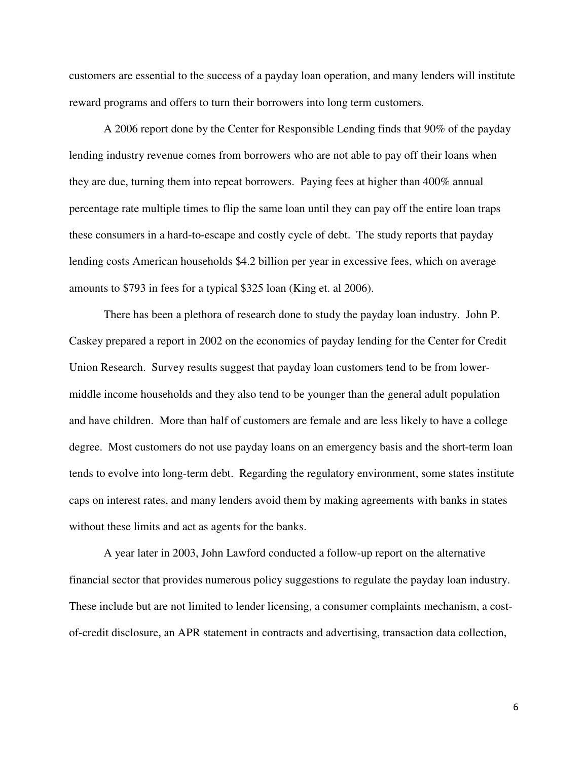customers are essential to the success of a payday loan operation, and many lenders will institute reward programs and offers to turn their borrowers into long term customers.

A 2006 report done by the Center for Responsible Lending finds that 90% of the payday lending industry revenue comes from borrowers who are not able to pay off their loans when they are due, turning them into repeat borrowers. Paying fees at higher than 400% annual percentage rate multiple times to flip the same loan until they can pay off the entire loan traps these consumers in a hard-to-escape and costly cycle of debt. The study reports that payday lending costs American households $4.2 billion per year in excessive fees, which on average amounts to $793 in fees for a typical $325 loan (King et. al 2006).

There has been a plethora of research done to study the payday loan industry. John P. Caskey prepared a report in 2002 on the economics of payday lending for the Center for Credit Union Research. Survey results suggest that payday loan customers tend to be from lower-middle income households and they also tend to be younger than the general adult population and have children. More than half of customers are female and are less likely to have a college degree. Most customers do not use payday loans on an emergency basis and the short-term loan tends to evolve into long-term debt. Regarding the regulatory environment, some states institute caps on interest rates, and many lenders avoid them by making agreements with banks in states without these limits and act as agents for the banks.

A year later in 2003, John Lawford conducted a follow-up report on the alternative financial sector that provides numerous policy suggestions to regulate the payday loan industry. These include but are not limited to lender licensing, a consumer complaints mechanism, a cost-of-credit disclosure, an APR statement in contracts and advertising, transaction data collection,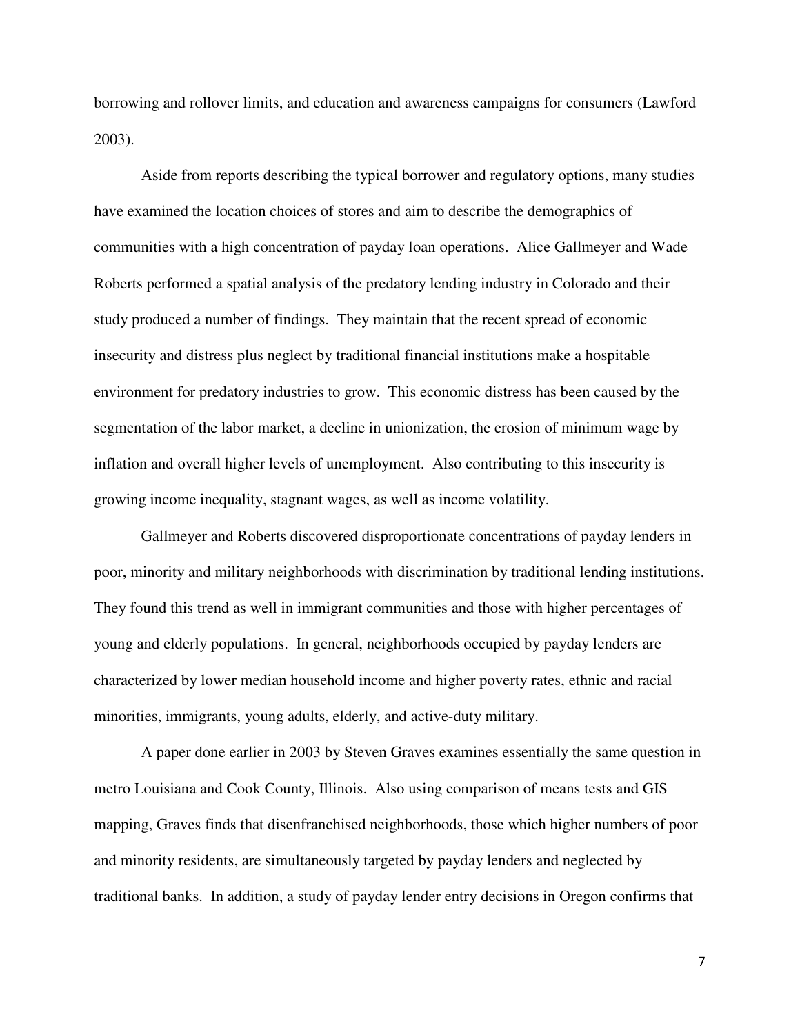borrowing and rollover limits, and education and awareness campaigns for consumers (Lawford 2003).

Aside from reports describing the typical borrower and regulatory options, many studies have examined the location choices of stores and aim to describe the demographics of communities with a high concentration of payday loan operations. Alice Gallmeyer and Wade Roberts performed a spatial analysis of the predatory lending industry in Colorado and their study produced a number of findings. They maintain that the recent spread of economic insecurity and distress plus neglect by traditional financial institutions make a hospitable environment for predatory industries to grow. This economic distress has been caused by the segmentation of the labor market, a decline in unionization, the erosion of minimum wage by inflation and overall higher levels of unemployment. Also contributing to this insecurity is growing income inequality, stagnant wages, as well as income volatility.

Gallmeyer and Roberts discovered disproportionate concentrations of payday lenders in poor, minority and military neighborhoods with discrimination by traditional lending institutions. They found this trend as well in immigrant communities and those with higher percentages of young and elderly populations. In general, neighborhoods occupied by payday lenders are characterized by lower median household income and higher poverty rates, ethnic and racial minorities, immigrants, young adults, elderly, and active-duty military.

A paper done earlier in 2003 by Steven Graves examines essentially the same question in metro Louisiana and Cook County, Illinois. Also using comparison of means tests and GIS mapping, Graves finds that disenfranchised neighborhoods, those which higher numbers of poor and minority residents, are simultaneously targeted by payday lenders and neglected by traditional banks. In addition, a study of payday lender entry decisions in Oregon confirms that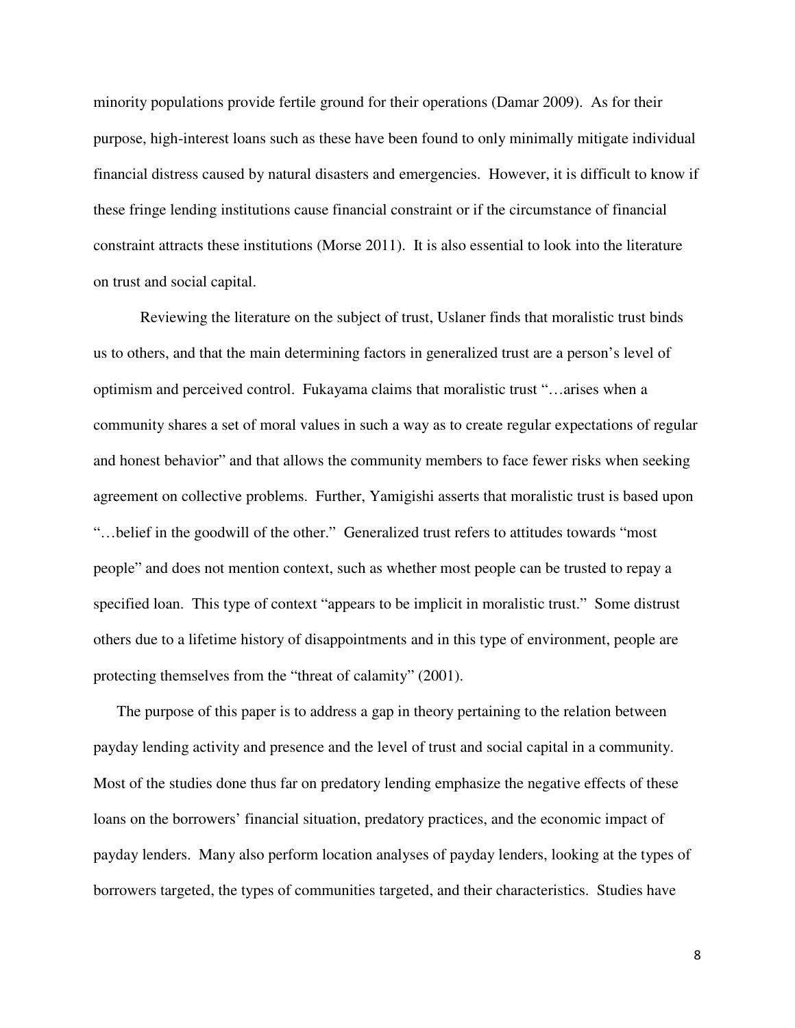minority populations provide fertile ground for their operations (Damar 2009). As for their purpose, high-interest loans such as these have been found to only minimally mitigate individual financial distress caused by natural disasters and emergencies. However, it is difficult to know if these fringe lending institutions cause financial constraint or if the circumstance of financial constraint attracts these institutions (Morse 2011). It is also essential to look into the literature on trust and social capital.

Reviewing the literature on the subject of trust, Uslaner finds that moralistic trust binds us to others, and that the main determining factors in generalized trust are a person's level of optimism and perceived control. Fukayama claims that moralistic trust "…arises when a community shares a set of moral values in such a way as to create regular expectations of regular and honest behavior" and that allows the community members to face fewer risks when seeking agreement on collective problems. Further, Yamigishi asserts that moralistic trust is based upon "…belief in the goodwill of the other." Generalized trust refers to attitudes towards "most people" and does not mention context, such as whether most people can be trusted to repay a specified loan. This type of context "appears to be implicit in moralistic trust." Some distrust others due to a lifetime history of disappointments and in this type of environment, people are protecting themselves from the "threat of calamity" (2001).

The purpose of this paper is to address a gap in theory pertaining to the relation between payday lending activity and presence and the level of trust and social capital in a community. Most of the studies done thus far on predatory lending emphasize the negative effects of these loans on the borrowers' financial situation, predatory practices, and the economic impact of payday lenders. Many also perform location analyses of payday lenders, looking at the types of borrowers targeted, the types of communities targeted, and their characteristics. Studies have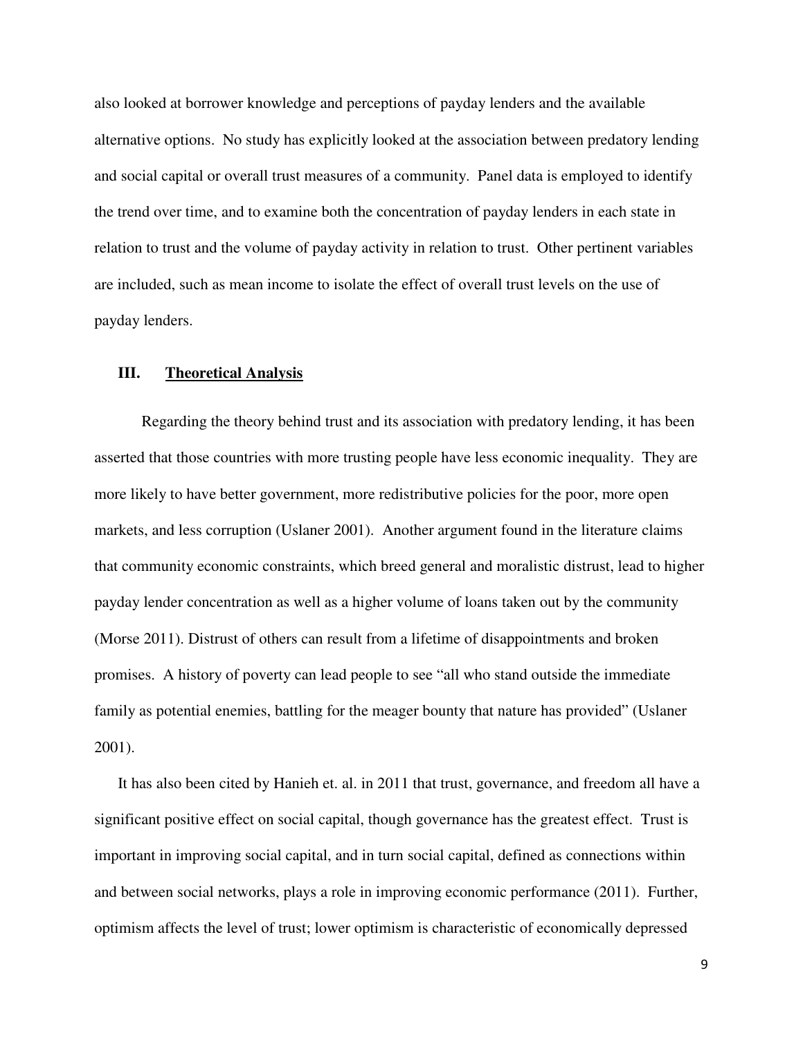also looked at borrower knowledge and perceptions of payday lenders and the available alternative options. No study has explicitly looked at the association between predatory lending and social capital or overall trust measures of a community. Panel data is employed to identify the trend over time, and to examine both the concentration of payday lenders in each state in relation to trust and the volume of payday activity in relation to trust. Other pertinent variables are included, such as mean income to isolate the effect of overall trust levels on the use of payday lenders.

## III. Theoretical Analysis

Regarding the theory behind trust and its association with predatory lending, it has been asserted that those countries with more trusting people have less economic inequality. They are more likely to have better government, more redistributive policies for the poor, more open markets, and less corruption (Uslaner 2001). Another argument found in the literature claims that community economic constraints, which breed general and moralistic distrust, lead to higher payday lender concentration as well as a higher volume of loans taken out by the community (Morse 2011). Distrust of others can result from a lifetime of disappointments and broken promises. A history of poverty can lead people to see "all who stand outside the immediate family as potential enemies, battling for the meager bounty that nature has provided" (Uslaner 2001).

It has also been cited by Hanieh et. al. in 2011 that trust, governance, and freedom all have a significant positive effect on social capital, though governance has the greatest effect. Trust is important in improving social capital, and in turn social capital, defined as connections within and between social networks, plays a role in improving economic performance (2011). Further, optimism affects the level of trust; lower optimism is characteristic of economically depressed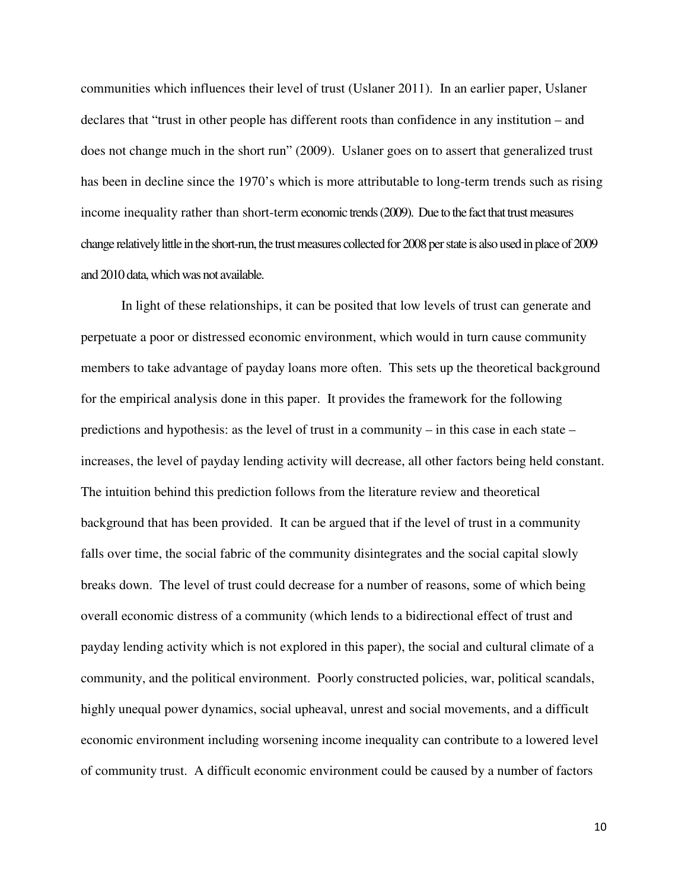communities which influences their level of trust (Uslaner 2011). In an earlier paper, Uslaner declares that "trust in other people has different roots than confidence in any institution – and does not change much in the short run" (2009). Uslaner goes on to assert that generalized trust has been in decline since the 1970's which is more attributable to long-term trends such as rising income inequality rather than short-term economic trends (2009). Due to the fact that trust measures change relatively little in the short-run, the trust measures collected for 2008 per state is also used in place of 2009 and 2010 data, which was not available.

In light of these relationships, it can be posited that low levels of trust can generate and perpetuate a poor or distressed economic environment, which would in turn cause community members to take advantage of payday loans more often. This sets up the theoretical background for the empirical analysis done in this paper. It provides the framework for the following predictions and hypothesis: as the level of trust in a community – in this case in each state – increases, the level of payday lending activity will decrease, all other factors being held constant. The intuition behind this prediction follows from the literature review and theoretical background that has been provided. It can be argued that if the level of trust in a community falls over time, the social fabric of the community disintegrates and the social capital slowly breaks down. The level of trust could decrease for a number of reasons, some of which being overall economic distress of a community (which lends to a bidirectional effect of trust and payday lending activity which is not explored in this paper), the social and cultural climate of a community, and the political environment. Poorly constructed policies, war, political scandals, highly unequal power dynamics, social upheaval, unrest and social movements, and a difficult economic environment including worsening income inequality can contribute to a lowered level of community trust. A difficult economic environment could be caused by a number of factors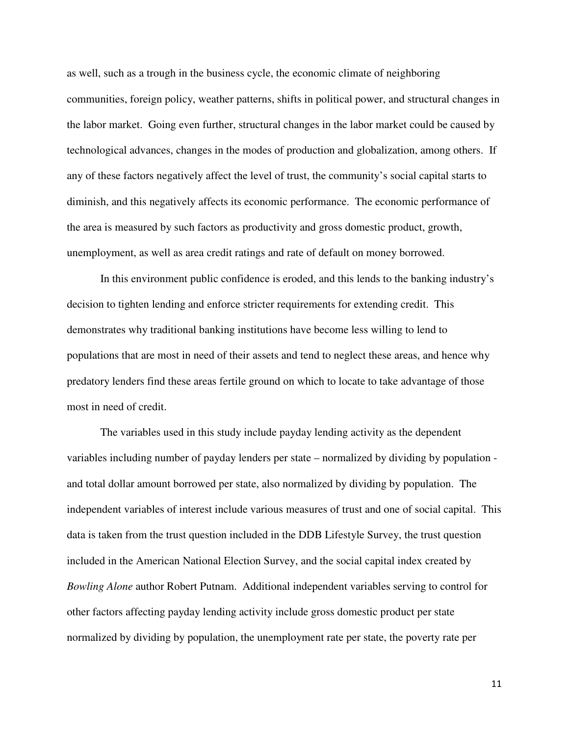as well, such as a trough in the business cycle, the economic climate of neighboring communities, foreign policy, weather patterns, shifts in political power, and structural changes in the labor market. Going even further, structural changes in the labor market could be caused by technological advances, changes in the modes of production and globalization, among others. If any of these factors negatively affect the level of trust, the community's social capital starts to diminish, and this negatively affects its economic performance. The economic performance of the area is measured by such factors as productivity and gross domestic product, growth, unemployment, as well as area credit ratings and rate of default on money borrowed.

In this environment public confidence is eroded, and this lends to the banking industry's decision to tighten lending and enforce stricter requirements for extending credit. This demonstrates why traditional banking institutions have become less willing to lend to populations that are most in need of their assets and tend to neglect these areas, and hence why predatory lenders find these areas fertile ground on which to locate to take advantage of those most in need of credit.

The variables used in this study include payday lending activity as the dependent variables including number of payday lenders per state – normalized by dividing by population - and total dollar amount borrowed per state, also normalized by dividing by population. The independent variables of interest include various measures of trust and one of social capital. This data is taken from the trust question included in the DDB Lifestyle Survey, the trust question included in the American National Election Survey, and the social capital index created by *Bowling Alone* author Robert Putnam. Additional independent variables serving to control for other factors affecting payday lending activity include gross domestic product per state normalized by dividing by population, the unemployment rate per state, the poverty rate per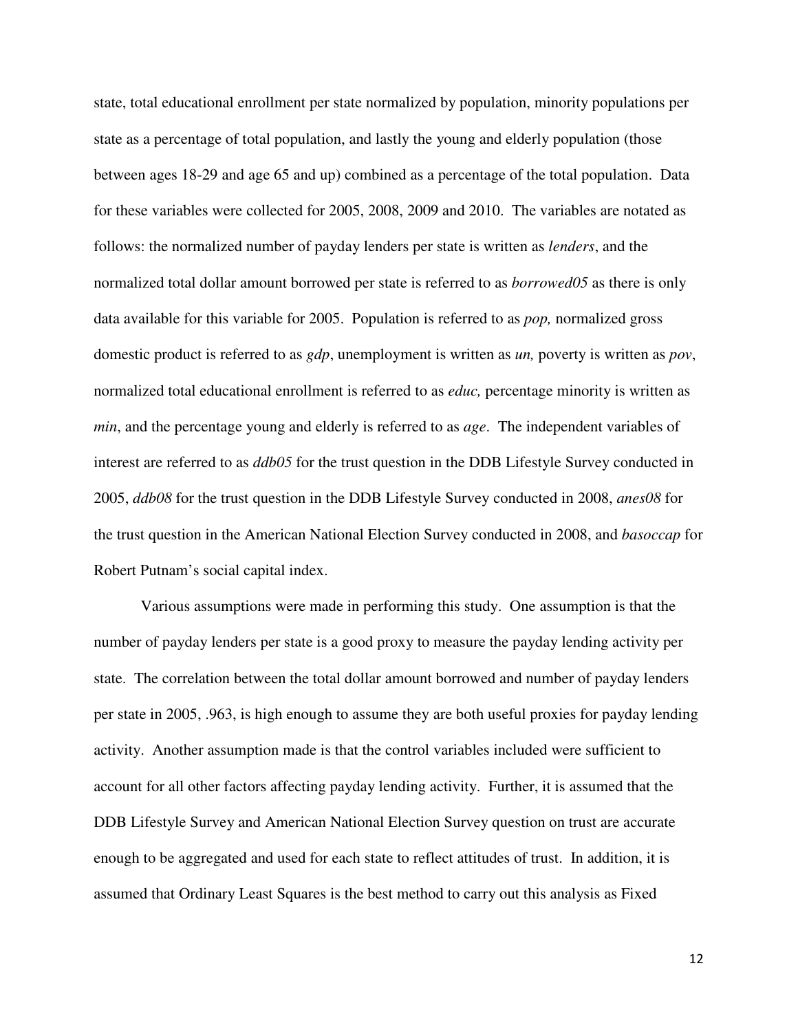state, total educational enrollment per state normalized by population, minority populations per state as a percentage of total population, and lastly the young and elderly population (those between ages 18-29 and age 65 and up) combined as a percentage of the total population. Data for these variables were collected for 2005, 2008, 2009 and 2010. The variables are notated as follows: the normalized number of payday lenders per state is written as *lenders*, and the normalized total dollar amount borrowed per state is referred to as *borrowed05* as there is only data available for this variable for 2005. Population is referred to as *pop,* normalized gross domestic product is referred to as *gdp*, unemployment is written as *un,* poverty is written as *pov*, normalized total educational enrollment is referred to as *educ,* percentage minority is written as *min*, and the percentage young and elderly is referred to as *age*. The independent variables of interest are referred to as *ddb05* for the trust question in the DDB Lifestyle Survey conducted in 2005, *ddb08* for the trust question in the DDB Lifestyle Survey conducted in 2008, *anes08* for the trust question in the American National Election Survey conducted in 2008, and *basoccap* for Robert Putnam's social capital index.

Various assumptions were made in performing this study. One assumption is that the number of payday lenders per state is a good proxy to measure the payday lending activity per state. The correlation between the total dollar amount borrowed and number of payday lenders per state in 2005, .963, is high enough to assume they are both useful proxies for payday lending activity. Another assumption made is that the control variables included were sufficient to account for all other factors affecting payday lending activity. Further, it is assumed that the DDB Lifestyle Survey and American National Election Survey question on trust are accurate enough to be aggregated and used for each state to reflect attitudes of trust. In addition, it is assumed that Ordinary Least Squares is the best method to carry out this analysis as Fixed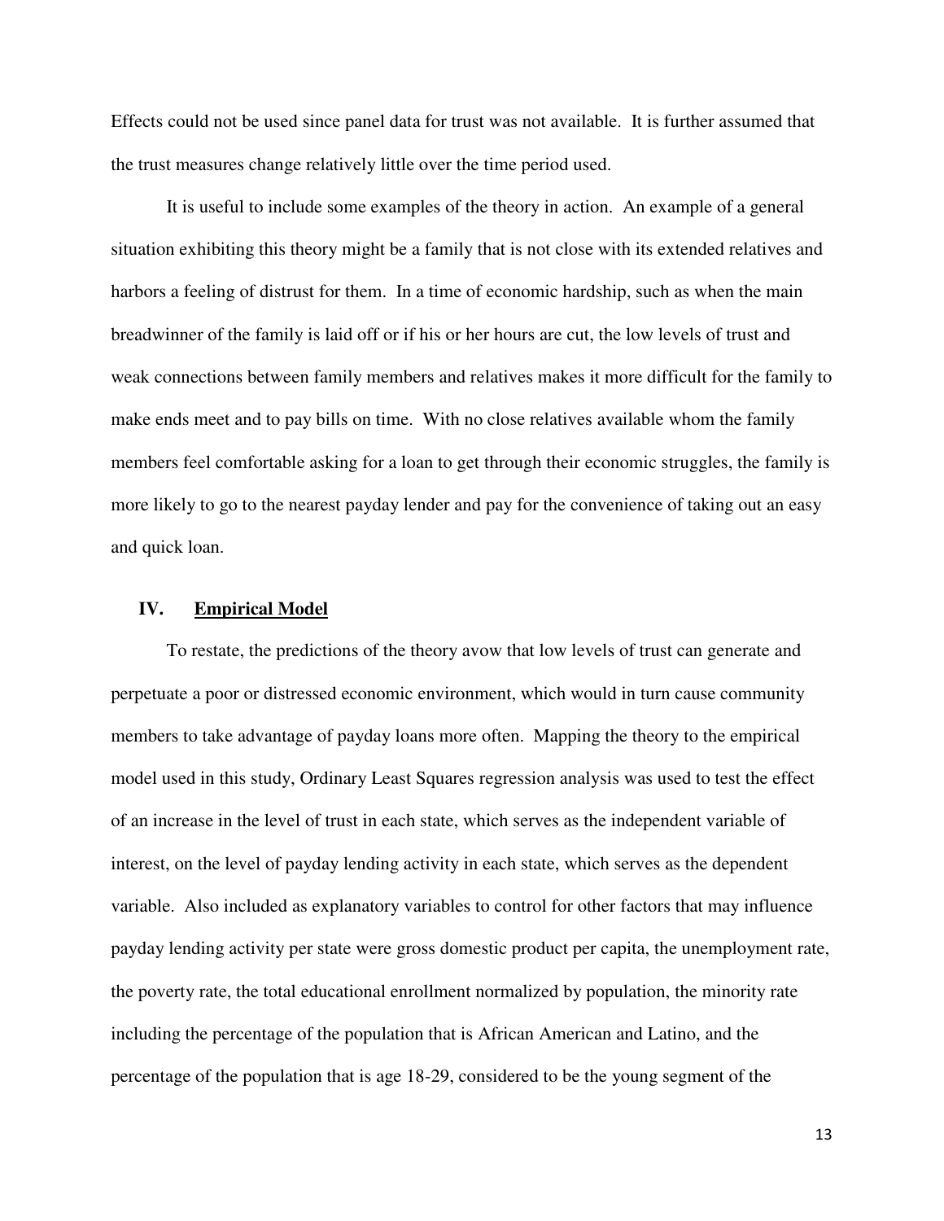Effects could not be used since panel data for trust was not available. It is further assumed that the trust measures change relatively little over the time period used.

It is useful to include some examples of the theory in action. An example of a general situation exhibiting this theory might be a family that is not close with its extended relatives and harbors a feeling of distrust for them. In a time of economic hardship, such as when the main breadwinner of the family is laid off or if his or her hours are cut, the low levels of trust and weak connections between family members and relatives makes it more difficult for the family to make ends meet and to pay bills on time. With no close relatives available whom the family members feel comfortable asking for a loan to get through their economic struggles, the family is more likely to go to the nearest payday lender and pay for the convenience of taking out an easy and quick loan.

## IV. Empirical Model

To restate, the predictions of the theory avow that low levels of trust can generate and perpetuate a poor or distressed economic environment, which would in turn cause community members to take advantage of payday loans more often. Mapping the theory to the empirical model used in this study, Ordinary Least Squares regression analysis was used to test the effect of an increase in the level of trust in each state, which serves as the independent variable of interest, on the level of payday lending activity in each state, which serves as the dependent variable. Also included as explanatory variables to control for other factors that may influence payday lending activity per state were gross domestic product per capita, the unemployment rate, the poverty rate, the total educational enrollment normalized by population, the minority rate including the percentage of the population that is African American and Latino, and the percentage of the population that is age 18-29, considered to be the young segment of the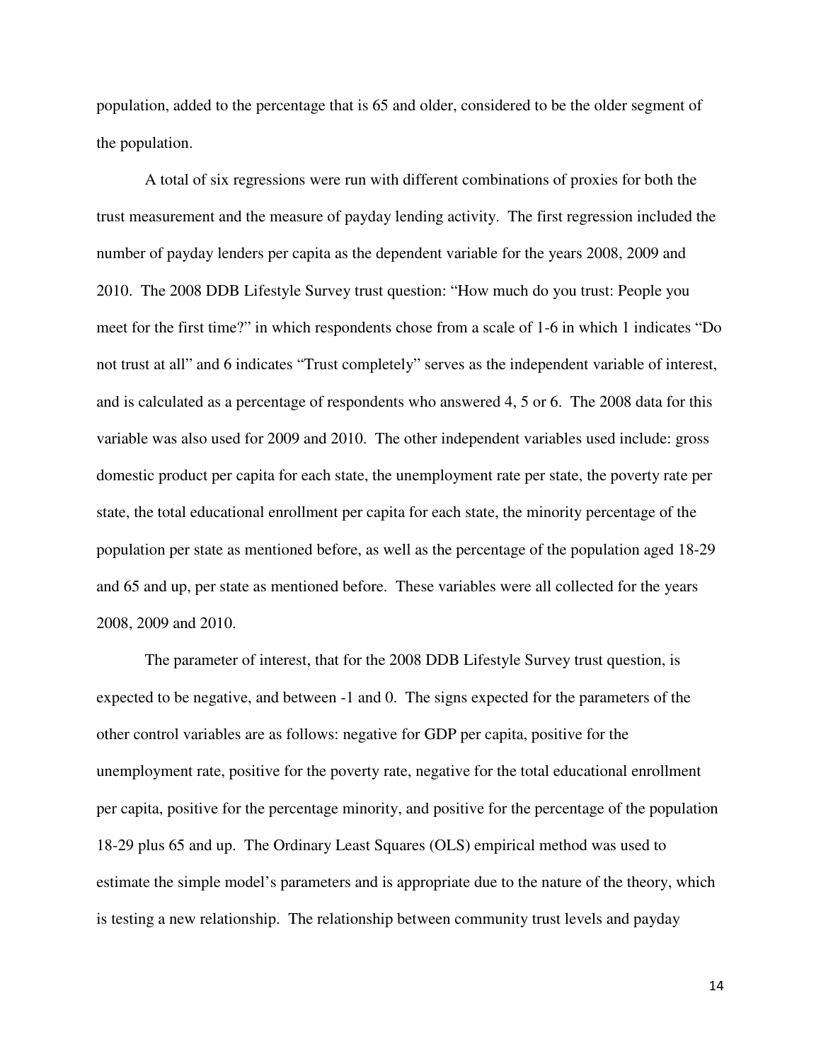population, added to the percentage that is 65 and older, considered to be the older segment of the population.

A total of six regressions were run with different combinations of proxies for both the trust measurement and the measure of payday lending activity. The first regression included the number of payday lenders per capita as the dependent variable for the years 2008, 2009 and 2010. The 2008 DDB Lifestyle Survey trust question: "How much do you trust: People you meet for the first time?" in which respondents chose from a scale of 1-6 in which 1 indicates "Do not trust at all" and 6 indicates "Trust completely" serves as the independent variable of interest, and is calculated as a percentage of respondents who answered 4, 5 or 6. The 2008 data for this variable was also used for 2009 and 2010. The other independent variables used include: gross domestic product per capita for each state, the unemployment rate per state, the poverty rate per state, the total educational enrollment per capita for each state, the minority percentage of the population per state as mentioned before, as well as the percentage of the population aged 18-29 and 65 and up, per state as mentioned before. These variables were all collected for the years 2008, 2009 and 2010.

The parameter of interest, that for the 2008 DDB Lifestyle Survey trust question, is expected to be negative, and between -1 and 0. The signs expected for the parameters of the other control variables are as follows: negative for GDP per capita, positive for the unemployment rate, positive for the poverty rate, negative for the total educational enrollment per capita, positive for the percentage minority, and positive for the percentage of the population 18-29 plus 65 and up. The Ordinary Least Squares (OLS) empirical method was used to estimate the simple model's parameters and is appropriate due to the nature of the theory, which is testing a new relationship. The relationship between community trust levels and payday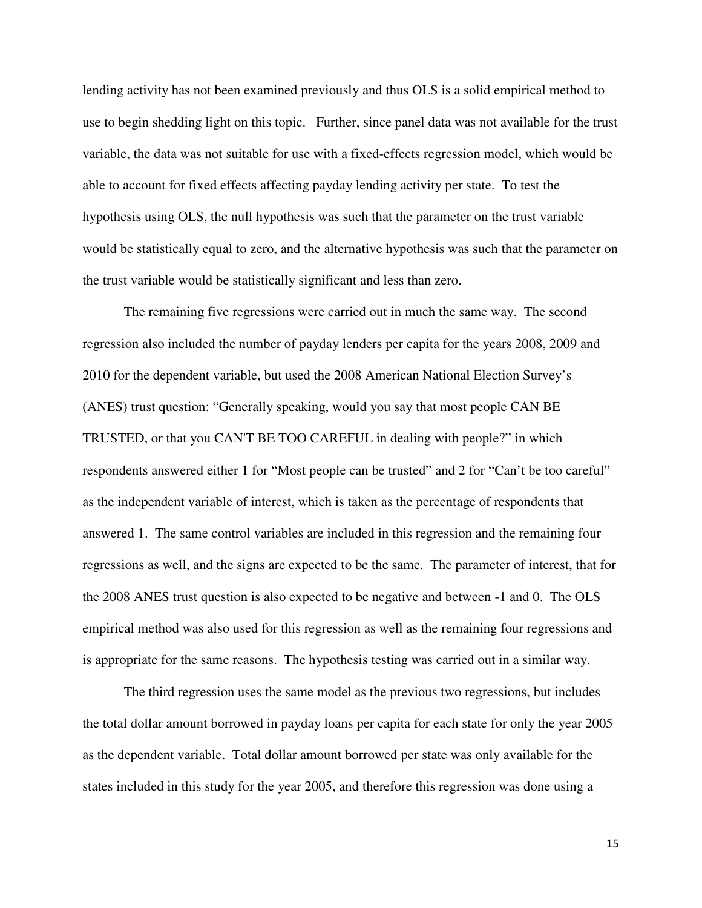lending activity has not been examined previously and thus OLS is a solid empirical method to use to begin shedding light on this topic. Further, since panel data was not available for the trust variable, the data was not suitable for use with a fixed-effects regression model, which would be able to account for fixed effects affecting payday lending activity per state. To test the hypothesis using OLS, the null hypothesis was such that the parameter on the trust variable would be statistically equal to zero, and the alternative hypothesis was such that the parameter on the trust variable would be statistically significant and less than zero.

The remaining five regressions were carried out in much the same way. The second regression also included the number of payday lenders per capita for the years 2008, 2009 and 2010 for the dependent variable, but used the 2008 American National Election Survey's (ANES) trust question: "Generally speaking, would you say that most people CAN BE TRUSTED, or that you CAN'T BE TOO CAREFUL in dealing with people?" in which respondents answered either 1 for "Most people can be trusted" and 2 for "Can't be too careful" as the independent variable of interest, which is taken as the percentage of respondents that answered 1. The same control variables are included in this regression and the remaining four regressions as well, and the signs are expected to be the same. The parameter of interest, that for the 2008 ANES trust question is also expected to be negative and between -1 and 0. The OLS empirical method was also used for this regression as well as the remaining four regressions and is appropriate for the same reasons. The hypothesis testing was carried out in a similar way.

The third regression uses the same model as the previous two regressions, but includes the total dollar amount borrowed in payday loans per capita for each state for only the year 2005 as the dependent variable. Total dollar amount borrowed per state was only available for the states included in this study for the year 2005, and therefore this regression was done using a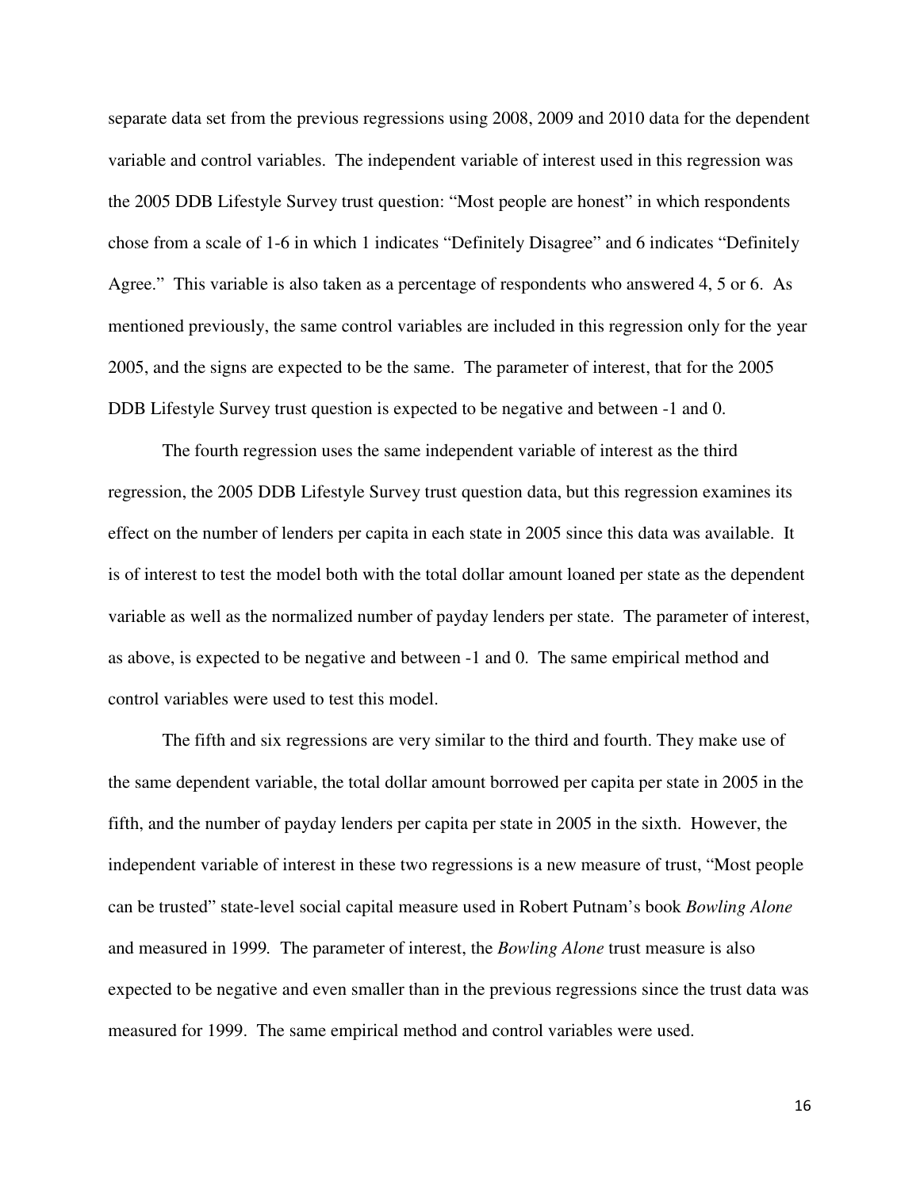separate data set from the previous regressions using 2008, 2009 and 2010 data for the dependent variable and control variables. The independent variable of interest used in this regression was the 2005 DDB Lifestyle Survey trust question: “Most people are honest” in which respondents chose from a scale of 1-6 in which 1 indicates “Definitely Disagree” and 6 indicates “Definitely Agree.” This variable is also taken as a percentage of respondents who answered 4, 5 or 6. As mentioned previously, the same control variables are included in this regression only for the year 2005, and the signs are expected to be the same. The parameter of interest, that for the 2005 DDB Lifestyle Survey trust question is expected to be negative and between -1 and 0.

The fourth regression uses the same independent variable of interest as the third regression, the 2005 DDB Lifestyle Survey trust question data, but this regression examines its effect on the number of lenders per capita in each state in 2005 since this data was available. It is of interest to test the model both with the total dollar amount loaned per state as the dependent variable as well as the normalized number of payday lenders per state. The parameter of interest, as above, is expected to be negative and between -1 and 0. The same empirical method and control variables were used to test this model.

The fifth and six regressions are very similar to the third and fourth. They make use of the same dependent variable, the total dollar amount borrowed per capita per state in 2005 in the fifth, and the number of payday lenders per capita per state in 2005 in the sixth. However, the independent variable of interest in these two regressions is a new measure of trust, “Most people can be trusted” state-level social capital measure used in Robert Putnam’s book *Bowling Alone* and measured in 1999. The parameter of interest, the *Bowling Alone* trust measure is also expected to be negative and even smaller than in the previous regressions since the trust data was measured for 1999. The same empirical method and control variables were used.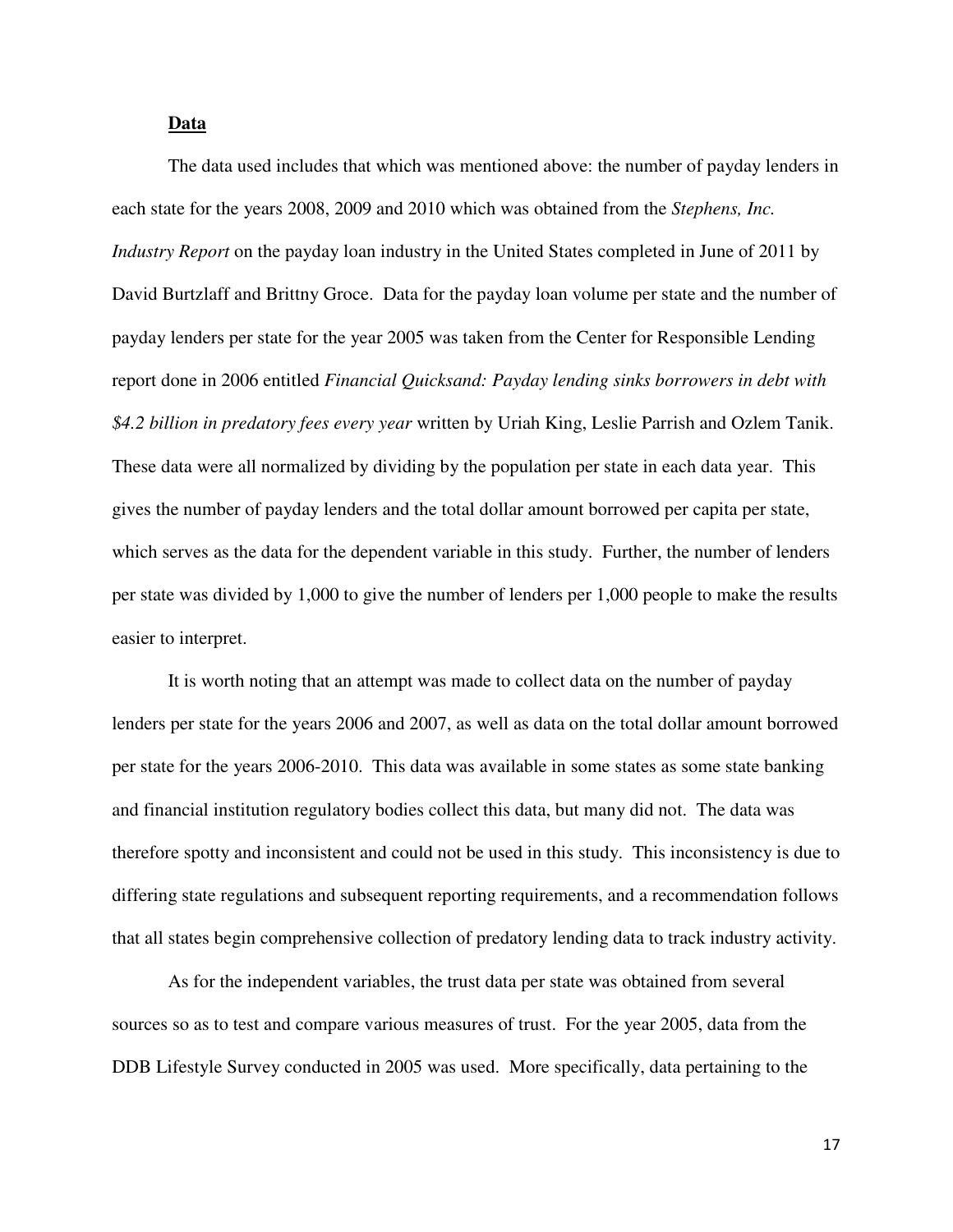**Data**

The data used includes that which was mentioned above: the number of payday lenders in each state for the years 2008, 2009 and 2010 which was obtained from the *Stephens, Inc. Industry Report* on the payday loan industry in the United States completed in June of 2011 by David Burtzlaff and Brittny Groce. Data for the payday loan volume per state and the number of payday lenders per state for the year 2005 was taken from the Center for Responsible Lending report done in 2006 entitled *Financial Quicksand: Payday lending sinks borrowers in debt with $4.2 billion in predatory fees every year* written by Uriah King, Leslie Parrish and Ozlem Tanik. These data were all normalized by dividing by the population per state in each data year. This gives the number of payday lenders and the total dollar amount borrowed per capita per state, which serves as the data for the dependent variable in this study. Further, the number of lenders per state was divided by 1,000 to give the number of lenders per 1,000 people to make the results easier to interpret.

It is worth noting that an attempt was made to collect data on the number of payday lenders per state for the years 2006 and 2007, as well as data on the total dollar amount borrowed per state for the years 2006-2010. This data was available in some states as some state banking and financial institution regulatory bodies collect this data, but many did not. The data was therefore spotty and inconsistent and could not be used in this study. This inconsistency is due to differing state regulations and subsequent reporting requirements, and a recommendation follows that all states begin comprehensive collection of predatory lending data to track industry activity.

As for the independent variables, the trust data per state was obtained from several sources so as to test and compare various measures of trust. For the year 2005, data from the DDB Lifestyle Survey conducted in 2005 was used. More specifically, data pertaining to the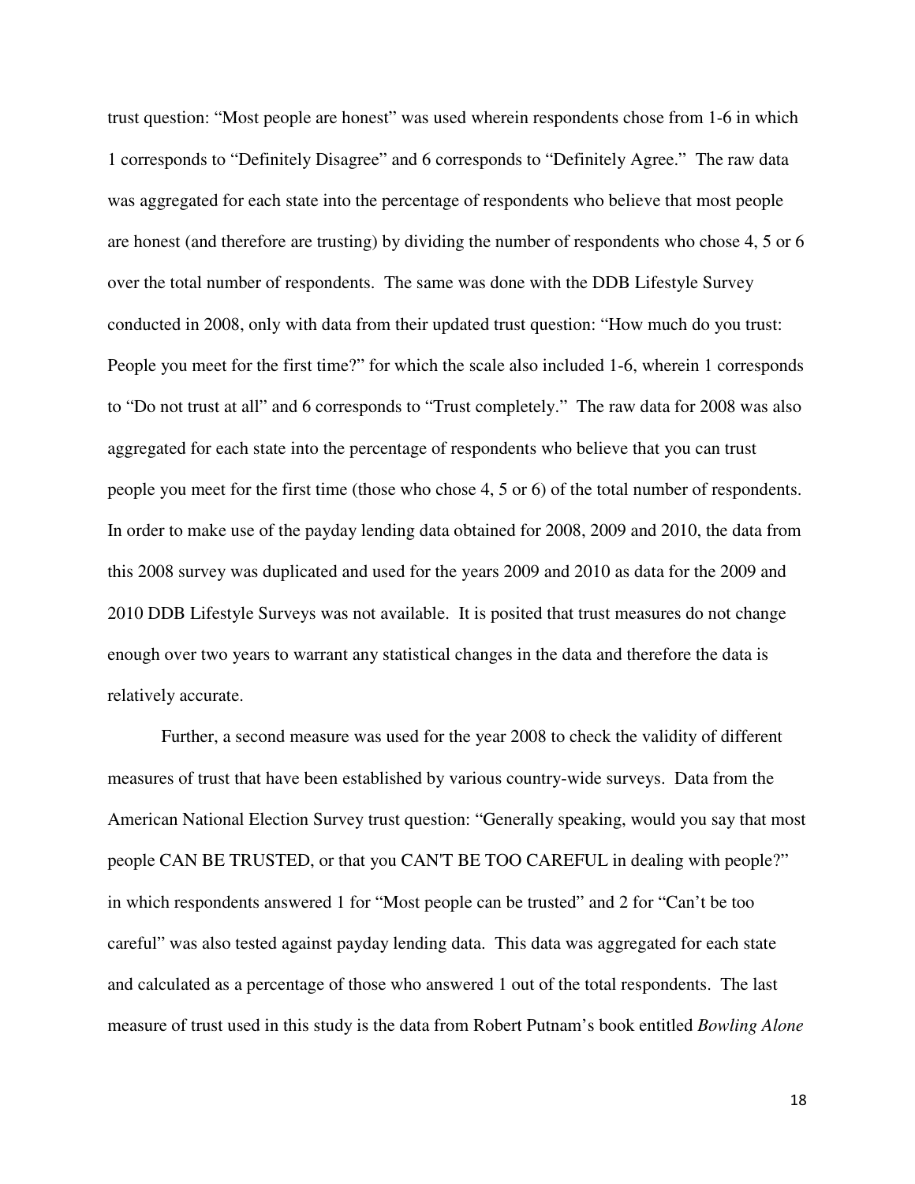trust question: “Most people are honest” was used wherein respondents chose from 1-6 in which 1 corresponds to “Definitely Disagree” and 6 corresponds to “Definitely Agree.” The raw data was aggregated for each state into the percentage of respondents who believe that most people are honest (and therefore are trusting) by dividing the number of respondents who chose 4, 5 or 6 over the total number of respondents. The same was done with the DDB Lifestyle Survey conducted in 2008, only with data from their updated trust question: “How much do you trust: People you meet for the first time?” for which the scale also included 1-6, wherein 1 corresponds to “Do not trust at all” and 6 corresponds to “Trust completely.” The raw data for 2008 was also aggregated for each state into the percentage of respondents who believe that you can trust people you meet for the first time (those who chose 4, 5 or 6) of the total number of respondents. In order to make use of the payday lending data obtained for 2008, 2009 and 2010, the data from this 2008 survey was duplicated and used for the years 2009 and 2010 as data for the 2009 and 2010 DDB Lifestyle Surveys was not available. It is posited that trust measures do not change enough over two years to warrant any statistical changes in the data and therefore the data is relatively accurate.

Further, a second measure was used for the year 2008 to check the validity of different measures of trust that have been established by various country-wide surveys. Data from the American National Election Survey trust question: “Generally speaking, would you say that most people CAN BE TRUSTED, or that you CAN'T BE TOO CAREFUL in dealing with people?” in which respondents answered 1 for “Most people can be trusted” and 2 for “Can’t be too careful” was also tested against payday lending data. This data was aggregated for each state and calculated as a percentage of those who answered 1 out of the total respondents. The last measure of trust used in this study is the data from Robert Putnam’s book entitled *Bowling Alone*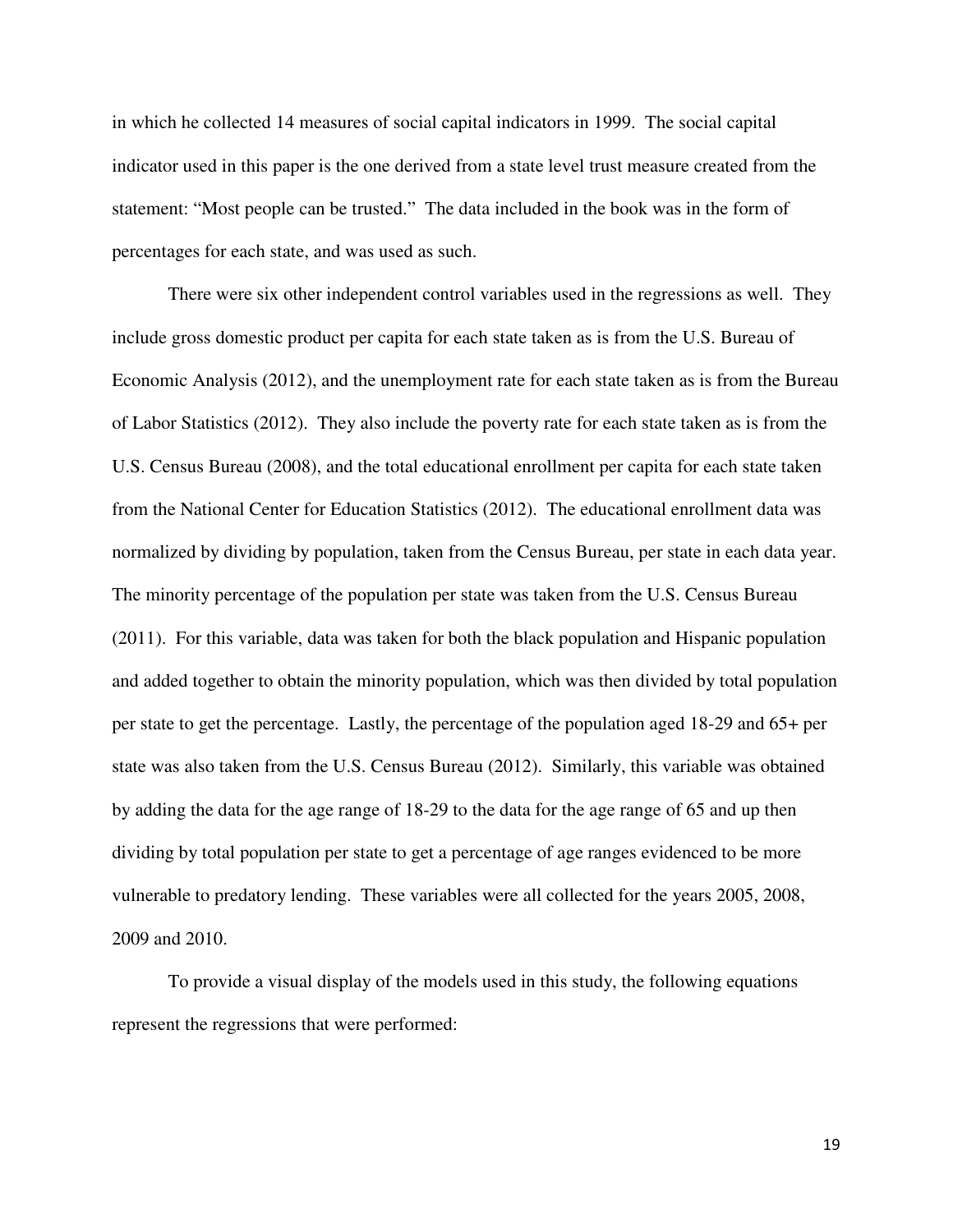in which he collected 14 measures of social capital indicators in 1999. The social capital indicator used in this paper is the one derived from a state level trust measure created from the statement: "Most people can be trusted." The data included in the book was in the form of percentages for each state, and was used as such.

There were six other independent control variables used in the regressions as well. They include gross domestic product per capita for each state taken as is from the U.S. Bureau of Economic Analysis (2012), and the unemployment rate for each state taken as is from the Bureau of Labor Statistics (2012). They also include the poverty rate for each state taken as is from the U.S. Census Bureau (2008), and the total educational enrollment per capita for each state taken from the National Center for Education Statistics (2012). The educational enrollment data was normalized by dividing by population, taken from the Census Bureau, per state in each data year. The minority percentage of the population per state was taken from the U.S. Census Bureau (2011). For this variable, data was taken for both the black population and Hispanic population and added together to obtain the minority population, which was then divided by total population per state to get the percentage. Lastly, the percentage of the population aged 18-29 and 65+ per state was also taken from the U.S. Census Bureau (2012). Similarly, this variable was obtained by adding the data for the age range of 18-29 to the data for the age range of 65 and up then dividing by total population per state to get a percentage of age ranges evidenced to be more vulnerable to predatory lending. These variables were all collected for the years 2005, 2008, 2009 and 2010.

To provide a visual display of the models used in this study, the following equations represent the regressions that were performed: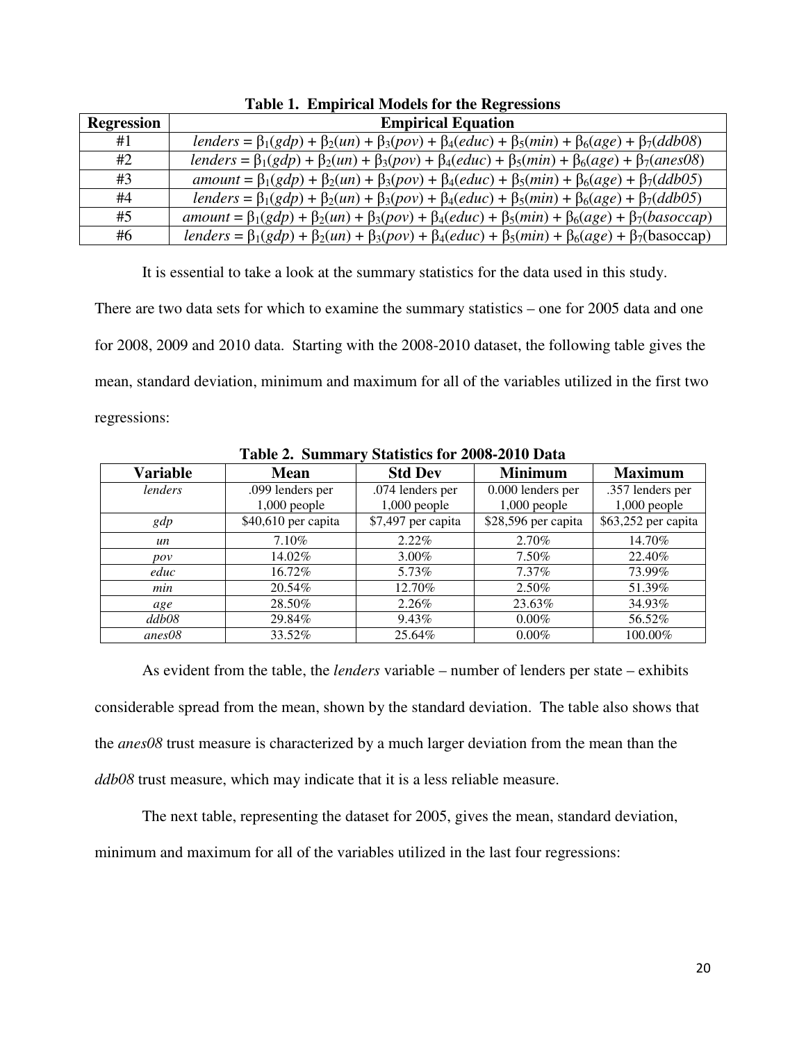**Table 1. Empirical Models for the Regressions**

| Regression | Empirical Equation |
|---|---|
| #1 | *lenders* = $\beta_1$(*gdp*) + $\beta_2$(*un*) + $\beta_3$(*pov*) + $\beta_4$(*educ*) + $\beta_5$(*min*) + $\beta_6$(*age*) + $\beta_7$(*ddb08*) |
| #2 | *lenders* = $\beta_1$(*gdp*) + $\beta_2$(*un*) + $\beta_3$(*pov*) + $\beta_4$(*educ*) + $\beta_5$(*min*) + $\beta_6$(*age*) + $\beta_7$(*anes08*) |
| #3 | *amount* = $\beta_1$(*gdp*) + $\beta_2$(*un*) + $\beta_3$(*pov*) + $\beta_4$(*educ*) + $\beta_5$(*min*) + $\beta_6$(*age*) + $\beta_7$(*ddb05*) |
| #4 | *lenders* = $\beta_1$(*gdp*) + $\beta_2$(*un*) + $\beta_3$(*pov*) + $\beta_4$(*educ*) + $\beta_5$(*min*) + $\beta_6$(*age*) + $\beta_7$(*ddb05*) |
| #5 | *amount* = $\beta_1$(*gdp*) + $\beta_2$(*un*) + $\beta_3$(*pov*) + $\beta_4$(*educ*) + $\beta_5$(*min*) + $\beta_6$(*age*) + $\beta_7$(*basoccap*) |
| #6 | *lenders* = $\beta_1$(*gdp*) + $\beta_2$(*un*) + $\beta_3$(*pov*) + $\beta_4$(*educ*) + $\beta_5$(*min*) + $\beta_6$(*age*) + $\beta_7$(basoccap) |

It is essential to take a look at the summary statistics for the data used in this study. There are two data sets for which to examine the summary statistics – one for 2005 data and one for 2008, 2009 and 2010 data. Starting with the 2008-2010 dataset, the following table gives the mean, standard deviation, minimum and maximum for all of the variables utilized in the first two regressions:

**Table 2. Summary Statistics for 2008-2010 Data**

| Variable | Mean | Std Dev | Minimum | Maximum |
|---|---|---|---|---|
| *lenders* | .099 lenders per 1,000 people | .074 lenders per 1,000 people | 0.000 lenders per 1,000 people | .357 lenders per 1,000 people |
| *gdp* | $40,610 per capita | $7,497 per capita | $28,596 per capita | $63,252 per capita |
| *un* | 7.10% | 2.22% | 2.70% | 14.70% |
| *pov* | 14.02% | 3.00% | 7.50% | 22.40% |
| *educ* | 16.72% | 5.73% | 7.37% | 73.99% |
| *min* | 20.54% | 12.70% | 2.50% | 51.39% |
| *age* | 28.50% | 2.26% | 23.63% | 34.93% |
| *ddb08* | 29.84% | 9.43% | 0.00% | 56.52% |
| *anes08* | 33.52% | 25.64% | 0.00% | 100.00% |

As evident from the table, the *lenders* variable – number of lenders per state – exhibits considerable spread from the mean, shown by the standard deviation. The table also shows that the *anes08* trust measure is characterized by a much larger deviation from the mean than the *ddb08* trust measure, which may indicate that it is a less reliable measure.

The next table, representing the dataset for 2005, gives the mean, standard deviation, minimum and maximum for all of the variables utilized in the last four regressions: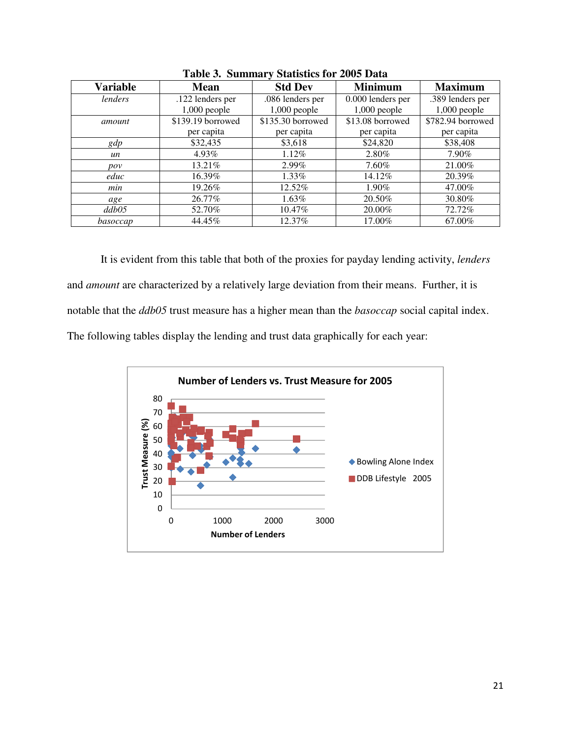**Table 3. Summary Statistics for 2005 Data**

| Variable | Mean | Std Dev | Minimum | Maximum |
|---|---|---|---|---|
| *lenders* | .122 lenders per 1,000 people | .086 lenders per 1,000 people | 0.000 lenders per 1,000 people | .389 lenders per 1,000 people |
| *amount* | $139.19 borrowed per capita | $135.30 borrowed per capita | $13.08 borrowed per capita | $782.94 borrowed per capita |
| *gdp* | $32,435 | $3,618 | $24,820 | $38,408 |
| *un* | 4.93% | 1.12% | 2.80% | 7.90% |
| *pov* | 13.21% | 2.99% | 7.60% | 21.00% |
| *educ* | 16.39% | 1.33% | 14.12% | 20.39% |
| *min* | 19.26% | 12.52% | 1.90% | 47.00% |
| *age* | 26.77% | 1.63% | 20.50% | 30.80% |
| *ddb05* | 52.70% | 10.47% | 20.00% | 72.72% |
| *basoccap* | 44.45% | 12.37% | 17.00% | 67.00% |

It is evident from this table that both of the proxies for payday lending activity, *lenders* and *amount* are characterized by a relatively large deviation from their means. Further, it is notable that the *ddb05* trust measure has a higher mean than the *basoccap* social capital index. The following tables display the lending and trust data graphically for each year: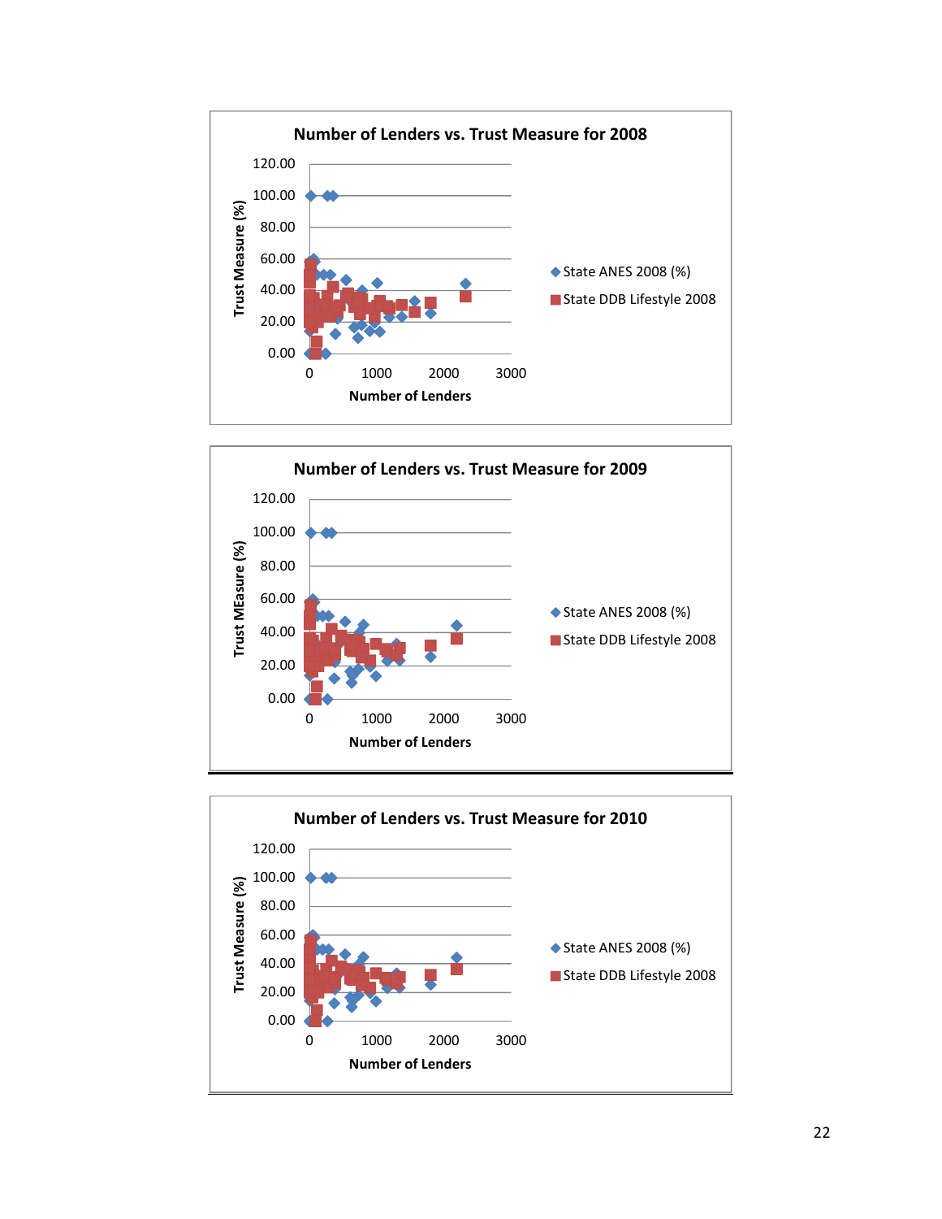**Number of Lenders vs. Trust Measure for 2008**

Trust Measure (%)

120.00
100.00
80.00
60.00
40.00
20.00
0.00

0 1000 2000 3000

Number of Lenders

- State ANES 2008 (%)
- State DDB Lifestyle 2008

**Number of Lenders vs. Trust Measure for 2009**

Trust MEasure (%)

120.00
100.00
80.00
60.00
40.00
20.00
0.00

0 1000 2000 3000

Number of Lenders

- State ANES 2008 (%)
- State DDB Lifestyle 2008

**Number of Lenders vs. Trust Measure for 2010**

Trust Measure (%)

120.00
100.00
80.00
60.00
40.00
20.00
0.00

0 1000 2000 3000

Number of Lenders

- State ANES 2008 (%)
- State DDB Lifestyle 2008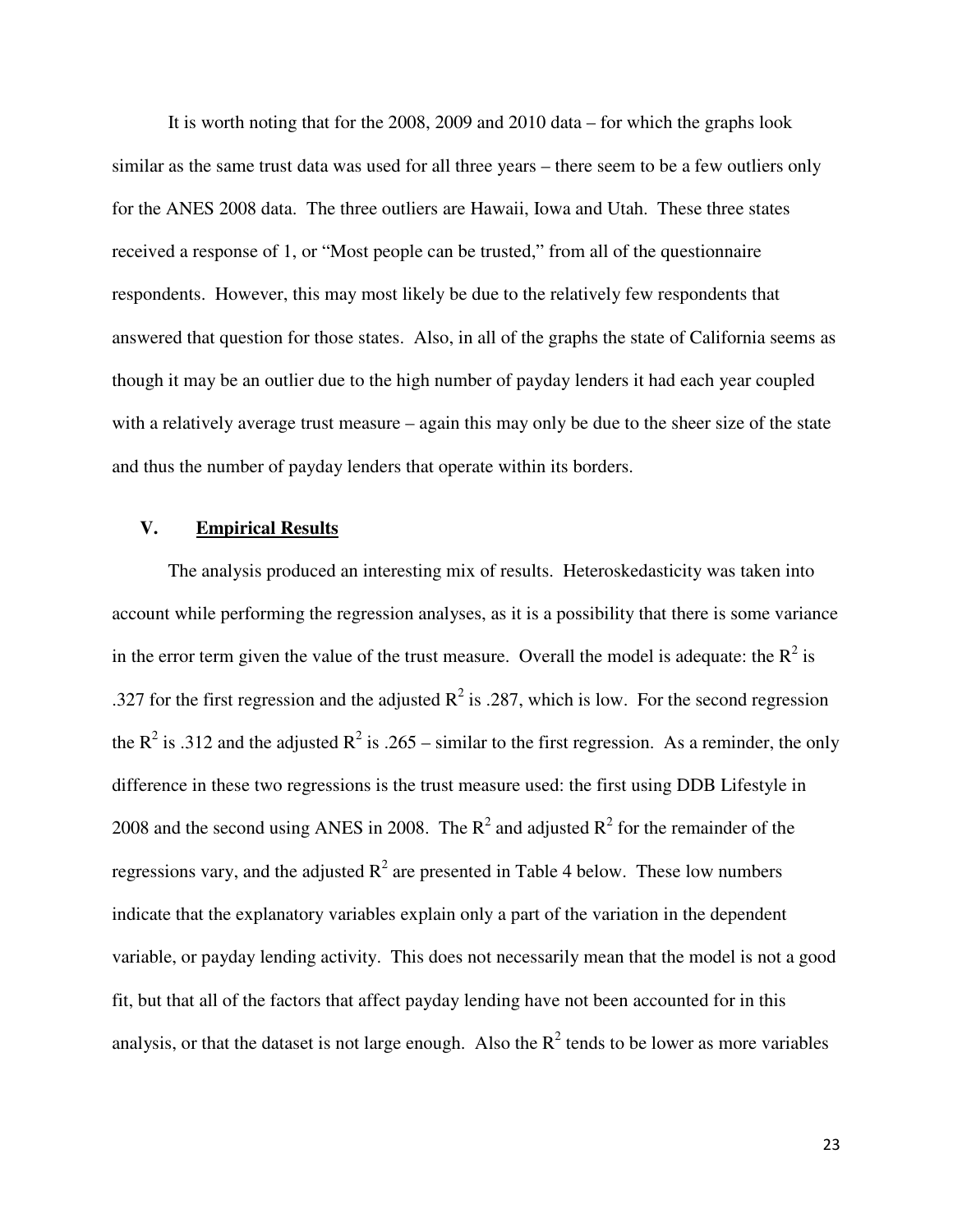It is worth noting that for the 2008, 2009 and 2010 data – for which the graphs look similar as the same trust data was used for all three years – there seem to be a few outliers only for the ANES 2008 data. The three outliers are Hawaii, Iowa and Utah. These three states received a response of 1, or "Most people can be trusted," from all of the questionnaire respondents. However, this may most likely be due to the relatively few respondents that answered that question for those states. Also, in all of the graphs the state of California seems as though it may be an outlier due to the high number of payday lenders it had each year coupled with a relatively average trust measure – again this may only be due to the sheer size of the state and thus the number of payday lenders that operate within its borders.

## V. <u>Empirical Results</u>

The analysis produced an interesting mix of results. Heteroskedasticity was taken into account while performing the regression analyses, as it is a possibility that there is some variance in the error term given the value of the trust measure. Overall the model is adequate: the $R^2$ is .327 for the first regression and the adjusted $R^2$ is .287, which is low. For the second regression the $R^2$ is .312 and the adjusted $R^2$ is .265 – similar to the first regression. As a reminder, the only difference in these two regressions is the trust measure used: the first using DDB Lifestyle in 2008 and the second using ANES in 2008. The $R^2$ and adjusted $R^2$ for the remainder of the regressions vary, and the adjusted $R^2$ are presented in Table 4 below. These low numbers indicate that the explanatory variables explain only a part of the variation in the dependent variable, or payday lending activity. This does not necessarily mean that the model is not a good fit, but that all of the factors that affect payday lending have not been accounted for in this analysis, or that the dataset is not large enough. Also the $R^2$ tends to be lower as more variables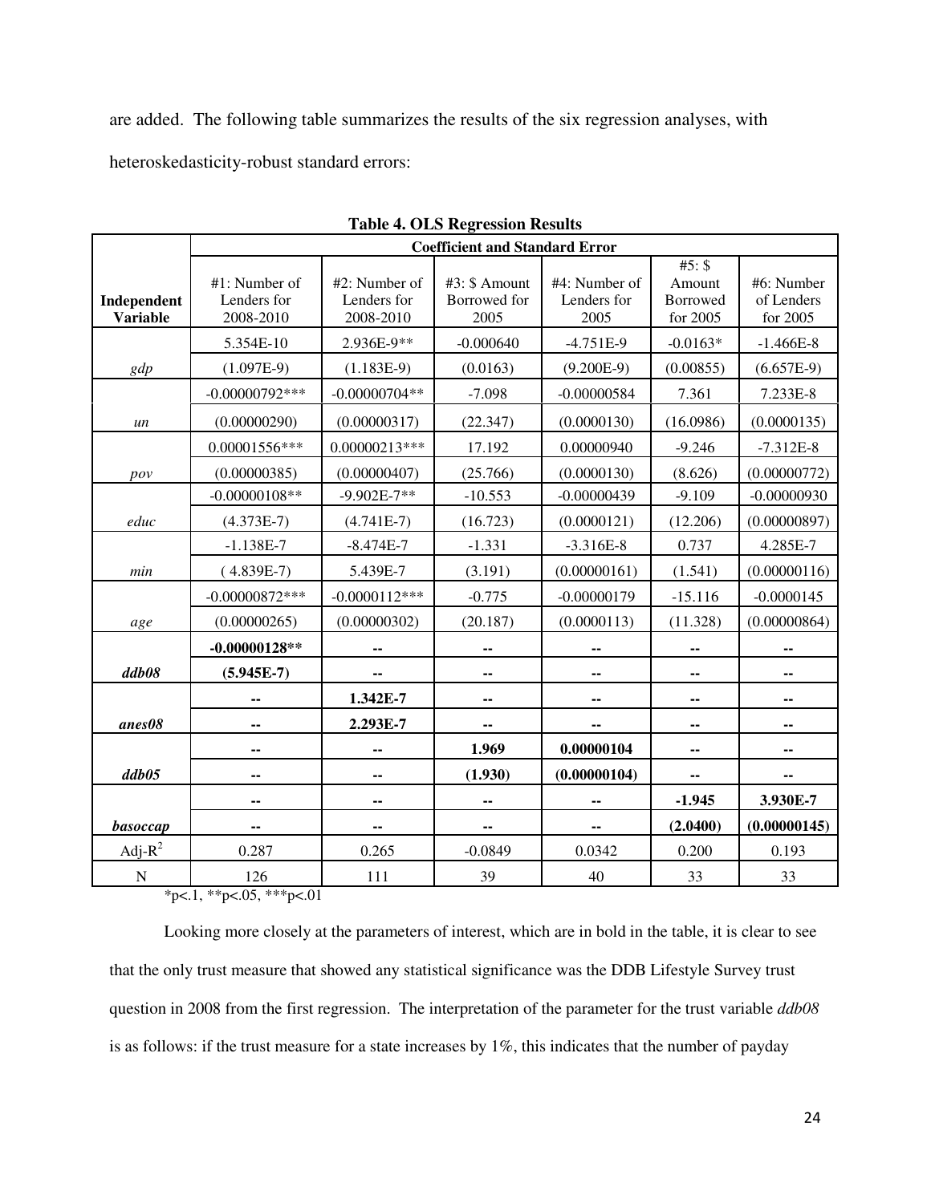are added. The following table summarizes the results of the six regression analyses, with heteroskedasticity-robust standard errors:

**Table 4. OLS Regression Results**

| | **Coefficient and Standard Error** | | | | | |
|---|---|---|---|---|---|---|
| **Independent Variable** | #1: Number of Lenders for 2008-2010 | #2: Number of Lenders for 2008-2010 | #3: $ Amount Borrowed for 2005 | #4: Number of Lenders for 2005 | #5: $ Amount Borrowed for 2005 | #6: Number of Lenders for 2005 |
| | 5.354E-10 | 2.936E-9** | -0.000640 | -4.751E-9 | -0.0163* | -1.466E-8 |
| *gdp* | (1.097E-9) | (1.183E-9) | (0.0163) | (9.200E-9) | (0.00855) | (6.657E-9) |
| | -0.00000792*** | -0.00000704** | -7.098 | -0.00000584 | 7.361 | 7.233E-8 |
| *un* | (0.00000290) | (0.00000317) | (22.347) | (0.0000130) | (16.0986) | (0.0000135) |
| | 0.00001556*** | 0.00000213*** | 17.192 | 0.00000940 | -9.246 | -7.312E-8 |
| *pov* | (0.00000385) | (0.00000407) | (25.766) | (0.0000130) | (8.626) | (0.00000772) |
| | -0.00000108** | -9.902E-7** | -10.553 | -0.00000439 | -9.109 | -0.00000930 |
| *educ* | (4.373E-7) | (4.741E-7) | (16.723) | (0.0000121) | (12.206) | (0.00000897) |
| | -1.138E-7 | -8.474E-7 | -1.331 | -3.316E-8 | 0.737 | 4.285E-7 |
| *min* | ( 4.839E-7) | 5.439E-7 | (3.191) | (0.00000161) | (1.541) | (0.00000116) |
| | -0.00000872*** | -0.0000112*** | -0.775 | -0.00000179 | -15.116 | -0.0000145 |
| *age* | (0.00000265) | (0.00000302) | (20.187) | (0.0000113) | (11.328) | (0.00000864) |
| | **-0.00000128**** | -- | -- | -- | -- | -- |
| ***ddb08*** | **(5.945E-7)** | -- | -- | -- | -- | -- |
| | -- | **1.342E-7** | -- | -- | -- | -- |
| ***anes08*** | -- | **2.293E-7** | -- | -- | -- | -- |
| | -- | -- | **1.969** | **0.00000104** | -- | -- |
| ***ddb05*** | -- | -- | **(1.930)** | **(0.00000104)** | -- | -- |
| | -- | -- | -- | -- | **-1.945** | **3.930E-7** |
| ***basoccap*** | -- | -- | -- | -- | **(2.0400)** | **(0.00000145)** |
| Adj-$R^2$ | 0.287 | 0.265 | -0.0849 | 0.0342 | 0.200 | 0.193 |
| N | 126 | 111 | 39 | 40 | 33 | 33 |

*p<.1, **p<.05, ***p<.01

Looking more closely at the parameters of interest, which are in bold in the table, it is clear to see that the only trust measure that showed any statistical significance was the DDB Lifestyle Survey trust question in 2008 from the first regression. The interpretation of the parameter for the trust variable *ddb08* is as follows: if the trust measure for a state increases by 1%, this indicates that the number of payday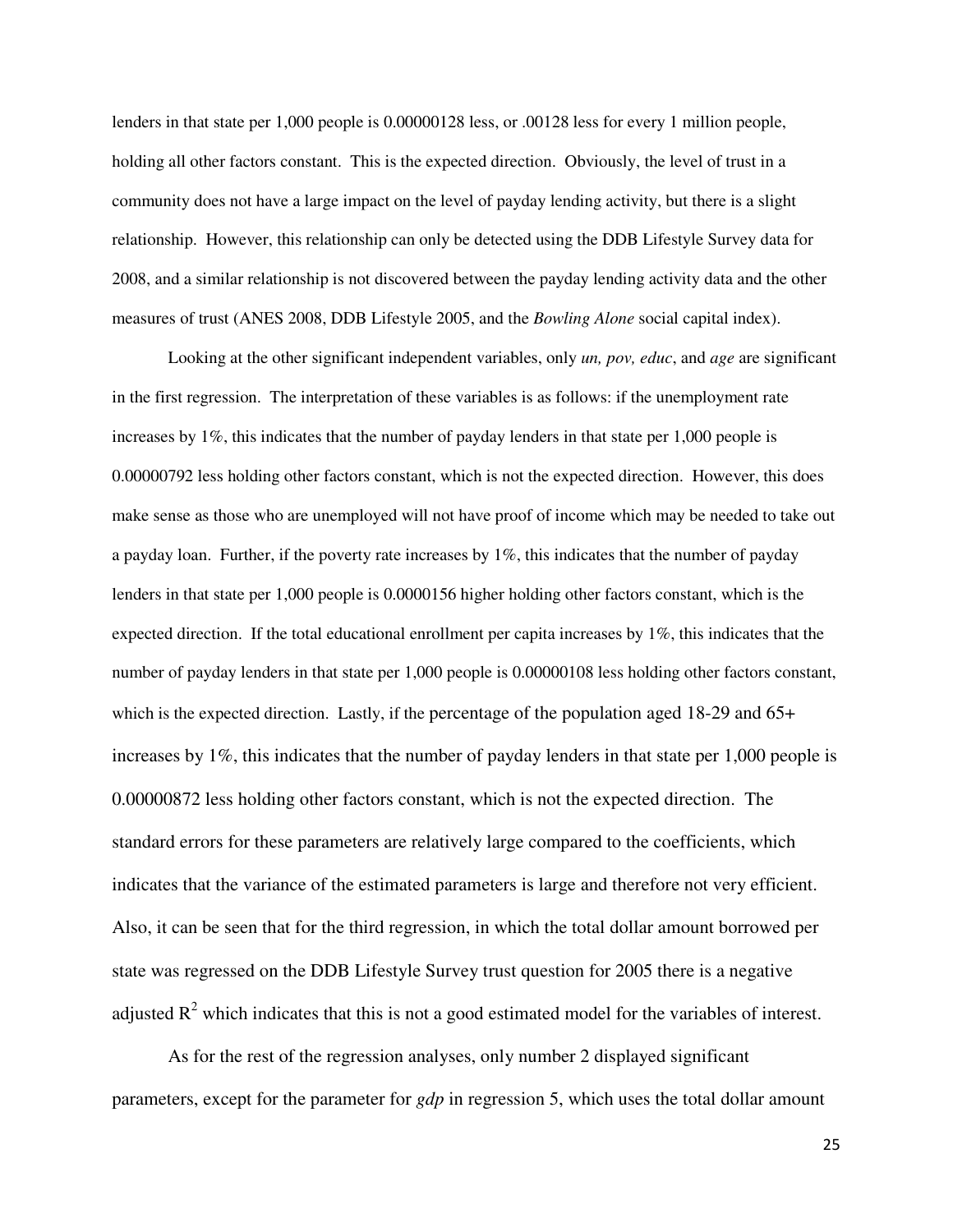lenders in that state per 1,000 people is 0.00000128 less, or .00128 less for every 1 million people, holding all other factors constant. This is the expected direction. Obviously, the level of trust in a community does not have a large impact on the level of payday lending activity, but there is a slight relationship. However, this relationship can only be detected using the DDB Lifestyle Survey data for 2008, and a similar relationship is not discovered between the payday lending activity data and the other measures of trust (ANES 2008, DDB Lifestyle 2005, and the *Bowling Alone* social capital index).

Looking at the other significant independent variables, only *un, pov, educ*, and *age* are significant in the first regression. The interpretation of these variables is as follows: if the unemployment rate increases by 1%, this indicates that the number of payday lenders in that state per 1,000 people is 0.00000792 less holding other factors constant, which is not the expected direction. However, this does make sense as those who are unemployed will not have proof of income which may be needed to take out a payday loan. Further, if the poverty rate increases by 1%, this indicates that the number of payday lenders in that state per 1,000 people is 0.0000156 higher holding other factors constant, which is the expected direction. If the total educational enrollment per capita increases by 1%, this indicates that the number of payday lenders in that state per 1,000 people is 0.00000108 less holding other factors constant, which is the expected direction. Lastly, if the percentage of the population aged 18-29 and 65+ increases by 1%, this indicates that the number of payday lenders in that state per 1,000 people is 0.00000872 less holding other factors constant, which is not the expected direction. The standard errors for these parameters are relatively large compared to the coefficients, which indicates that the variance of the estimated parameters is large and therefore not very efficient. Also, it can be seen that for the third regression, in which the total dollar amount borrowed per state was regressed on the DDB Lifestyle Survey trust question for 2005 there is a negative adjusted $R^2$ which indicates that this is not a good estimated model for the variables of interest.

As for the rest of the regression analyses, only number 2 displayed significant parameters, except for the parameter for *gdp* in regression 5, which uses the total dollar amount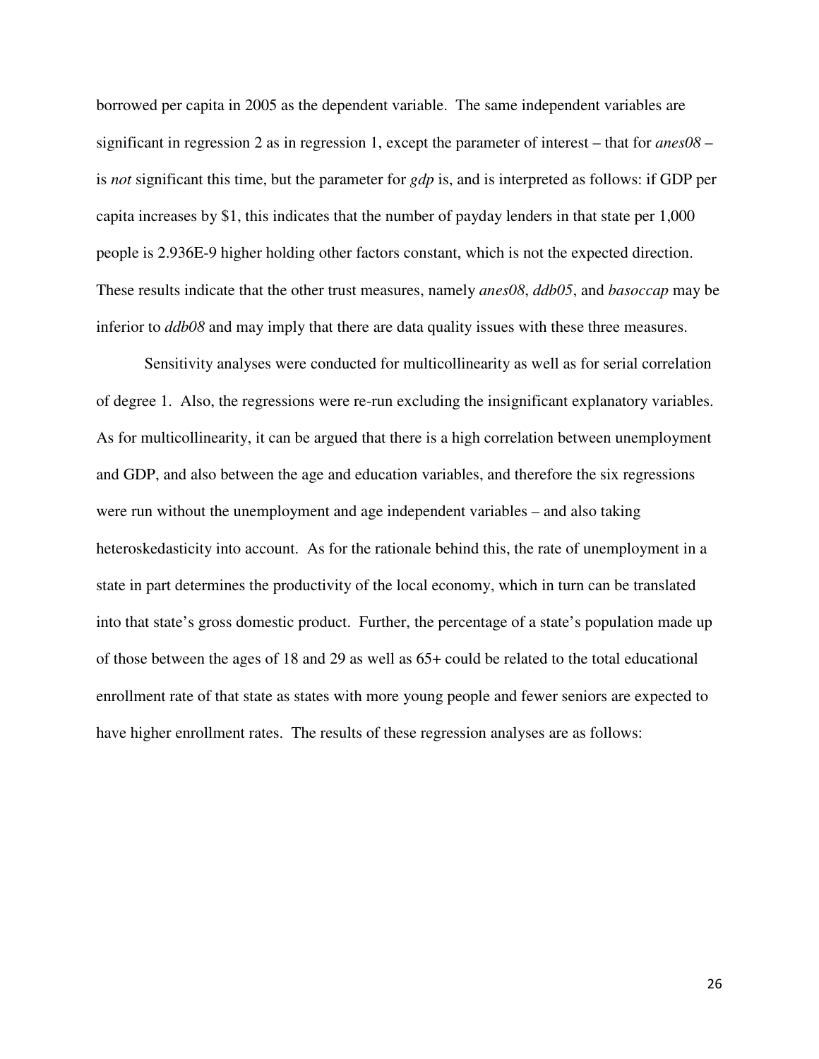borrowed per capita in 2005 as the dependent variable. The same independent variables are significant in regression 2 as in regression 1, except the parameter of interest – that for *anes08* – is *not* significant this time, but the parameter for *gdp* is, and is interpreted as follows: if GDP per capita increases by $1, this indicates that the number of payday lenders in that state per 1,000 people is 2.936E-9 higher holding other factors constant, which is not the expected direction. These results indicate that the other trust measures, namely *anes08*, *ddb05*, and *basoccap* may be inferior to *ddb08* and may imply that there are data quality issues with these three measures.

Sensitivity analyses were conducted for multicollinearity as well as for serial correlation of degree 1. Also, the regressions were re-run excluding the insignificant explanatory variables. As for multicollinearity, it can be argued that there is a high correlation between unemployment and GDP, and also between the age and education variables, and therefore the six regressions were run without the unemployment and age independent variables – and also taking heteroskedasticity into account. As for the rationale behind this, the rate of unemployment in a state in part determines the productivity of the local economy, which in turn can be translated into that state's gross domestic product. Further, the percentage of a state's population made up of those between the ages of 18 and 29 as well as 65+ could be related to the total educational enrollment rate of that state as states with more young people and fewer seniors are expected to have higher enrollment rates. The results of these regression analyses are as follows: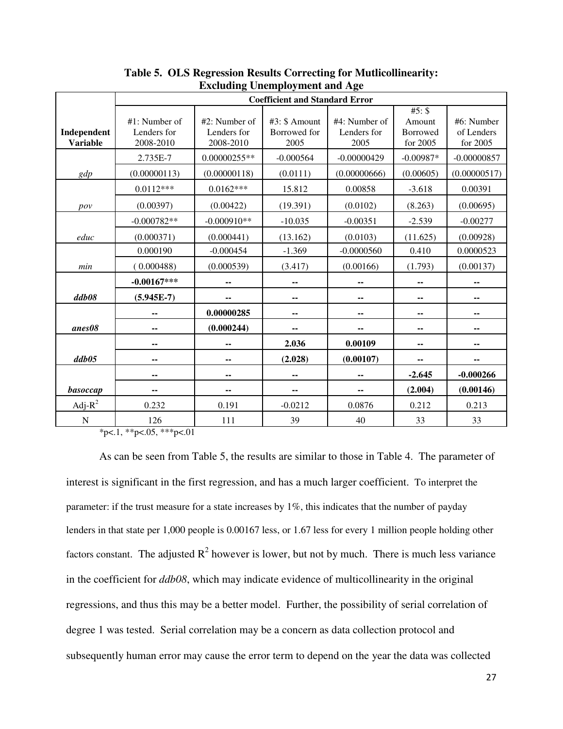**Table 5. OLS Regression Results Correcting for Mutlicollinearity: Excluding Unemployment and Age**

| Independent Variable | Coefficient and Standard Error | | | | | |
|---|---|---|---|---|---|---|
| | #1: Number of Lenders for 2008-2010 | #2: Number of Lenders for 2008-2010 | #3: $ Amount Borrowed for 2005 | #4: Number of Lenders for 2005 | #5: $ Amount Borrowed for 2005 | #6: Number of Lenders for 2005 |
| | 2.735E-7 | 0.00000255** | -0.000564 | -0.00000429 | -0.00987* | -0.00000857 |
| *gdp* | (0.00000113) | (0.00000118) | (0.0111) | (0.00000666) | (0.00605) | (0.00000517) |
| | 0.0112*** | 0.0162*** | 15.812 | 0.00858 | -3.618 | 0.00391 |
| *pov* | (0.00397) | (0.00422) | (19.391) | (0.0102) | (8.263) | (0.00695) |
| | -0.000782** | -0.000910** | -10.035 | -0.00351 | -2.539 | -0.00277 |
| *educ* | (0.000371) | (0.000441) | (13.162) | (0.0103) | (11.625) | (0.00928) |
| | 0.000190 | -0.000454 | -1.369 | -0.0000560 | 0.410 | 0.0000523 |
| *min* | ( 0.000488) | (0.000539) | (3.417) | (0.00166) | (1.793) | (0.00137) |
| | **-0.00167*** ** | -- | -- | -- | -- | -- |
| ***ddb08*** | **(5.945E-7)** | -- | -- | -- | -- | -- |
| | -- | **0.00000285** | -- | -- | -- | -- |
| ***anes08*** | -- | **(0.000244)** | -- | -- | -- | -- |
| | -- | -- | **2.036** | **0.00109** | -- | -- |
| ***ddb05*** | -- | -- | **(2.028)** | **(0.00107)** | -- | -- |
| | -- | -- | -- | -- | **-2.645** | **-0.000266** |
| ***basoccap*** | -- | -- | -- | -- | **(2.004)** | **(0.00146)** |
| Adj-$R^2$ | 0.232 | 0.191 | -0.0212 | 0.0876 | 0.212 | 0.213 |
| N | 126 | 111 | 39 | 40 | 33 | 33 |

*p<.1, **p<.05, ***p<.01

As can be seen from Table 5, the results are similar to those in Table 4. The parameter of interest is significant in the first regression, and has a much larger coefficient. To interpret the parameter: if the trust measure for a state increases by 1%, this indicates that the number of payday lenders in that state per 1,000 people is 0.00167 less, or 1.67 less for every 1 million people holding other factors constant. The adjusted $R^2$ however is lower, but not by much. There is much less variance in the coefficient for *ddb08*, which may indicate evidence of multicollinearity in the original regressions, and thus this may be a better model. Further, the possibility of serial correlation of degree 1 was tested. Serial correlation may be a concern as data collection protocol and subsequently human error may cause the error term to depend on the year the data was collected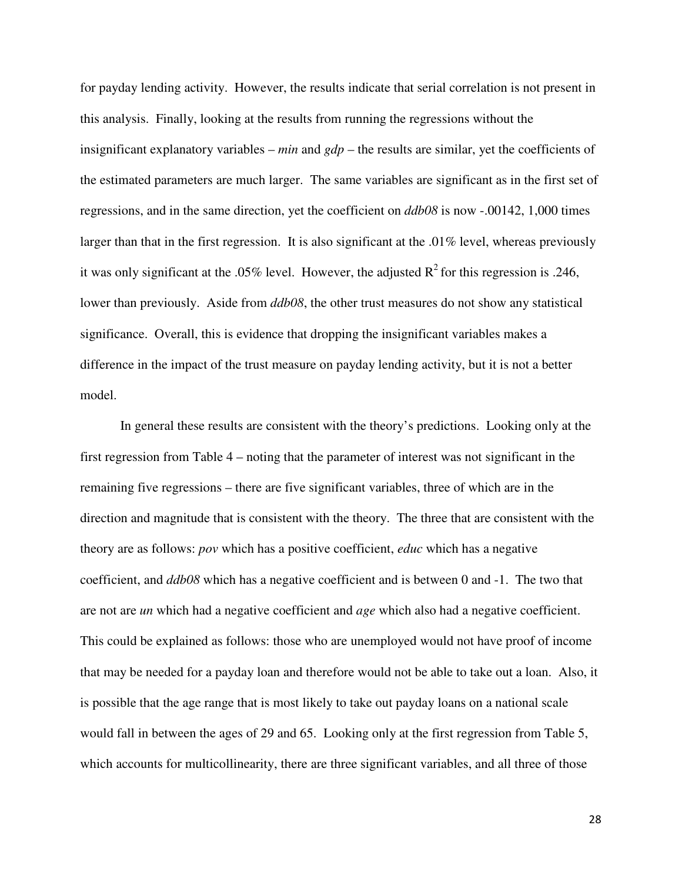for payday lending activity. However, the results indicate that serial correlation is not present in this analysis. Finally, looking at the results from running the regressions without the insignificant explanatory variables – *min* and *gdp* – the results are similar, yet the coefficients of the estimated parameters are much larger. The same variables are significant as in the first set of regressions, and in the same direction, yet the coefficient on *ddb08* is now -.00142, 1,000 times larger than that in the first regression. It is also significant at the .01% level, whereas previously it was only significant at the .05% level. However, the adjusted $R^2$ for this regression is .246, lower than previously. Aside from *ddb08*, the other trust measures do not show any statistical significance. Overall, this is evidence that dropping the insignificant variables makes a difference in the impact of the trust measure on payday lending activity, but it is not a better model.

In general these results are consistent with the theory's predictions. Looking only at the first regression from Table 4 – noting that the parameter of interest was not significant in the remaining five regressions – there are five significant variables, three of which are in the direction and magnitude that is consistent with the theory. The three that are consistent with the theory are as follows: *pov* which has a positive coefficient, *educ* which has a negative coefficient, and *ddb08* which has a negative coefficient and is between 0 and -1. The two that are not are *un* which had a negative coefficient and *age* which also had a negative coefficient. This could be explained as follows: those who are unemployed would not have proof of income that may be needed for a payday loan and therefore would not be able to take out a loan. Also, it is possible that the age range that is most likely to take out payday loans on a national scale would fall in between the ages of 29 and 65. Looking only at the first regression from Table 5, which accounts for multicollinearity, there are three significant variables, and all three of those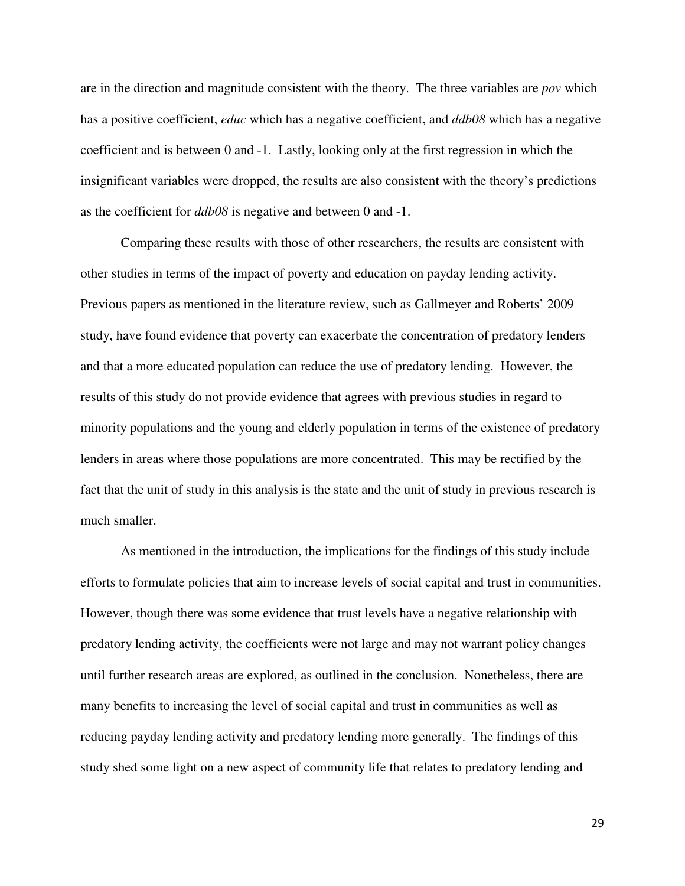are in the direction and magnitude consistent with the theory. The three variables are *pov* which has a positive coefficient, *educ* which has a negative coefficient, and *ddb08* which has a negative coefficient and is between 0 and -1. Lastly, looking only at the first regression in which the insignificant variables were dropped, the results are also consistent with the theory's predictions as the coefficient for *ddb08* is negative and between 0 and -1.

Comparing these results with those of other researchers, the results are consistent with other studies in terms of the impact of poverty and education on payday lending activity. Previous papers as mentioned in the literature review, such as Gallmeyer and Roberts' 2009 study, have found evidence that poverty can exacerbate the concentration of predatory lenders and that a more educated population can reduce the use of predatory lending. However, the results of this study do not provide evidence that agrees with previous studies in regard to minority populations and the young and elderly population in terms of the existence of predatory lenders in areas where those populations are more concentrated. This may be rectified by the fact that the unit of study in this analysis is the state and the unit of study in previous research is much smaller.

As mentioned in the introduction, the implications for the findings of this study include efforts to formulate policies that aim to increase levels of social capital and trust in communities. However, though there was some evidence that trust levels have a negative relationship with predatory lending activity, the coefficients were not large and may not warrant policy changes until further research areas are explored, as outlined in the conclusion. Nonetheless, there are many benefits to increasing the level of social capital and trust in communities as well as reducing payday lending activity and predatory lending more generally. The findings of this study shed some light on a new aspect of community life that relates to predatory lending and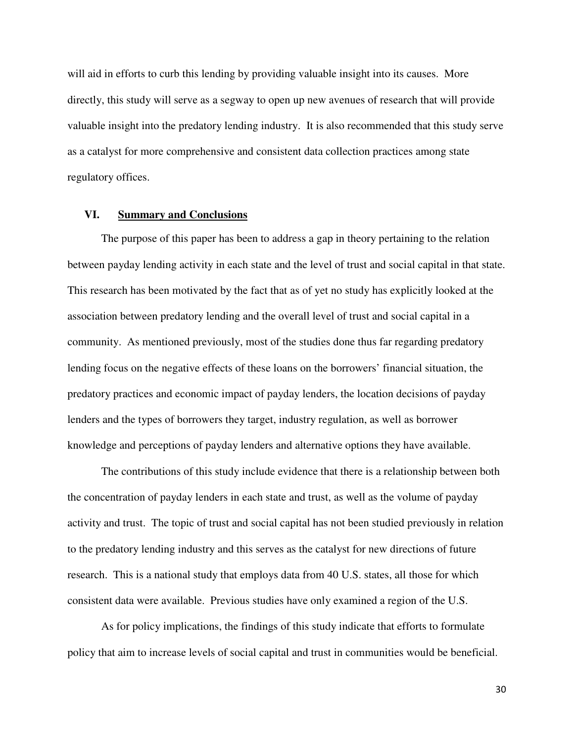will aid in efforts to curb this lending by providing valuable insight into its causes. More directly, this study will serve as a segway to open up new avenues of research that will provide valuable insight into the predatory lending industry. It is also recommended that this study serve as a catalyst for more comprehensive and consistent data collection practices among state regulatory offices.

## VI. Summary and Conclusions

The purpose of this paper has been to address a gap in theory pertaining to the relation between payday lending activity in each state and the level of trust and social capital in that state. This research has been motivated by the fact that as of yet no study has explicitly looked at the association between predatory lending and the overall level of trust and social capital in a community. As mentioned previously, most of the studies done thus far regarding predatory lending focus on the negative effects of these loans on the borrowers' financial situation, the predatory practices and economic impact of payday lenders, the location decisions of payday lenders and the types of borrowers they target, industry regulation, as well as borrower knowledge and perceptions of payday lenders and alternative options they have available.

The contributions of this study include evidence that there is a relationship between both the concentration of payday lenders in each state and trust, as well as the volume of payday activity and trust. The topic of trust and social capital has not been studied previously in relation to the predatory lending industry and this serves as the catalyst for new directions of future research. This is a national study that employs data from 40 U.S. states, all those for which consistent data were available. Previous studies have only examined a region of the U.S.

As for policy implications, the findings of this study indicate that efforts to formulate policy that aim to increase levels of social capital and trust in communities would be beneficial.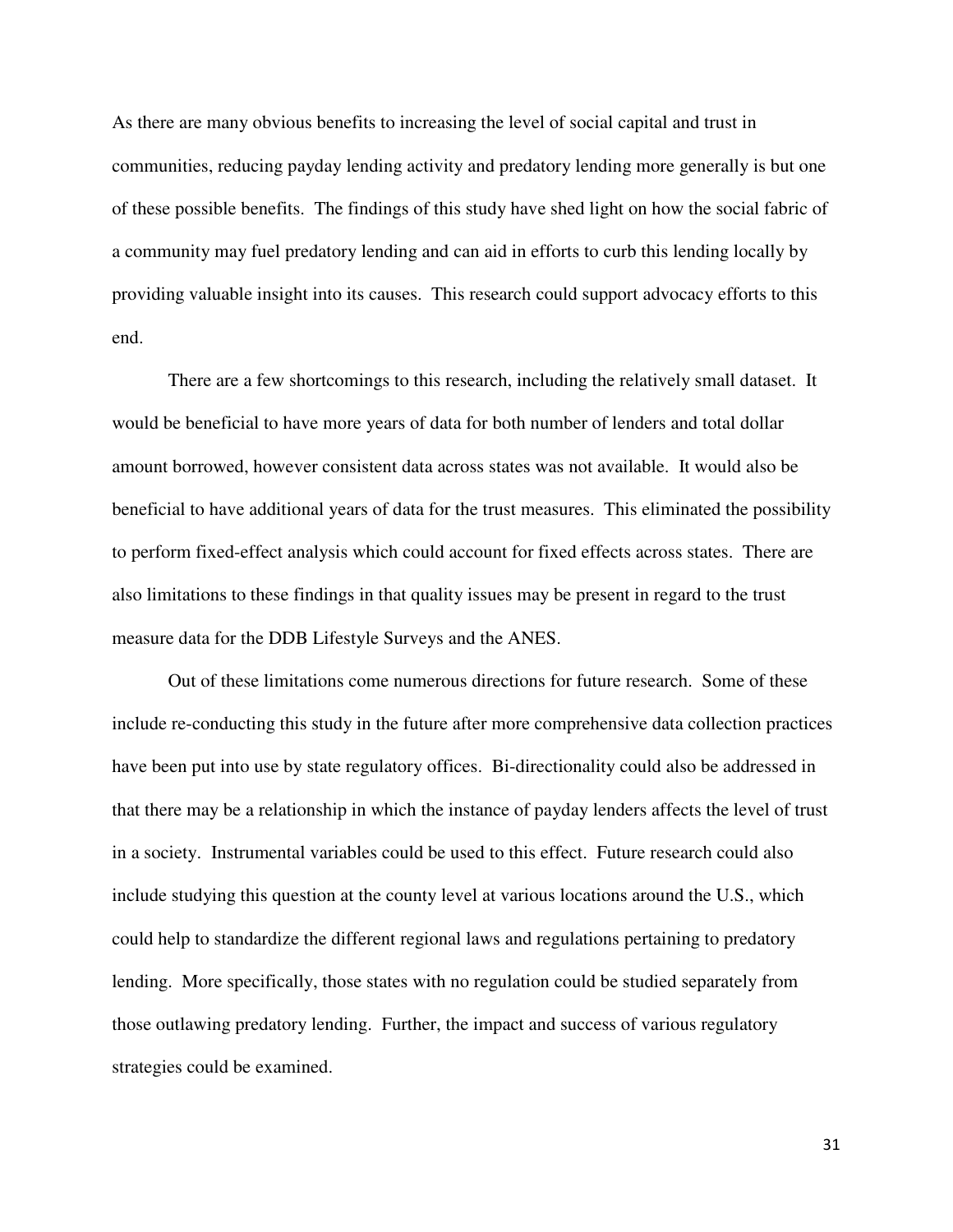As there are many obvious benefits to increasing the level of social capital and trust in communities, reducing payday lending activity and predatory lending more generally is but one of these possible benefits. The findings of this study have shed light on how the social fabric of a community may fuel predatory lending and can aid in efforts to curb this lending locally by providing valuable insight into its causes. This research could support advocacy efforts to this end.

There are a few shortcomings to this research, including the relatively small dataset. It would be beneficial to have more years of data for both number of lenders and total dollar amount borrowed, however consistent data across states was not available. It would also be beneficial to have additional years of data for the trust measures. This eliminated the possibility to perform fixed-effect analysis which could account for fixed effects across states. There are also limitations to these findings in that quality issues may be present in regard to the trust measure data for the DDB Lifestyle Surveys and the ANES.

Out of these limitations come numerous directions for future research. Some of these include re-conducting this study in the future after more comprehensive data collection practices have been put into use by state regulatory offices. Bi-directionality could also be addressed in that there may be a relationship in which the instance of payday lenders affects the level of trust in a society. Instrumental variables could be used to this effect. Future research could also include studying this question at the county level at various locations around the U.S., which could help to standardize the different regional laws and regulations pertaining to predatory lending. More specifically, those states with no regulation could be studied separately from those outlawing predatory lending. Further, the impact and success of various regulatory strategies could be examined.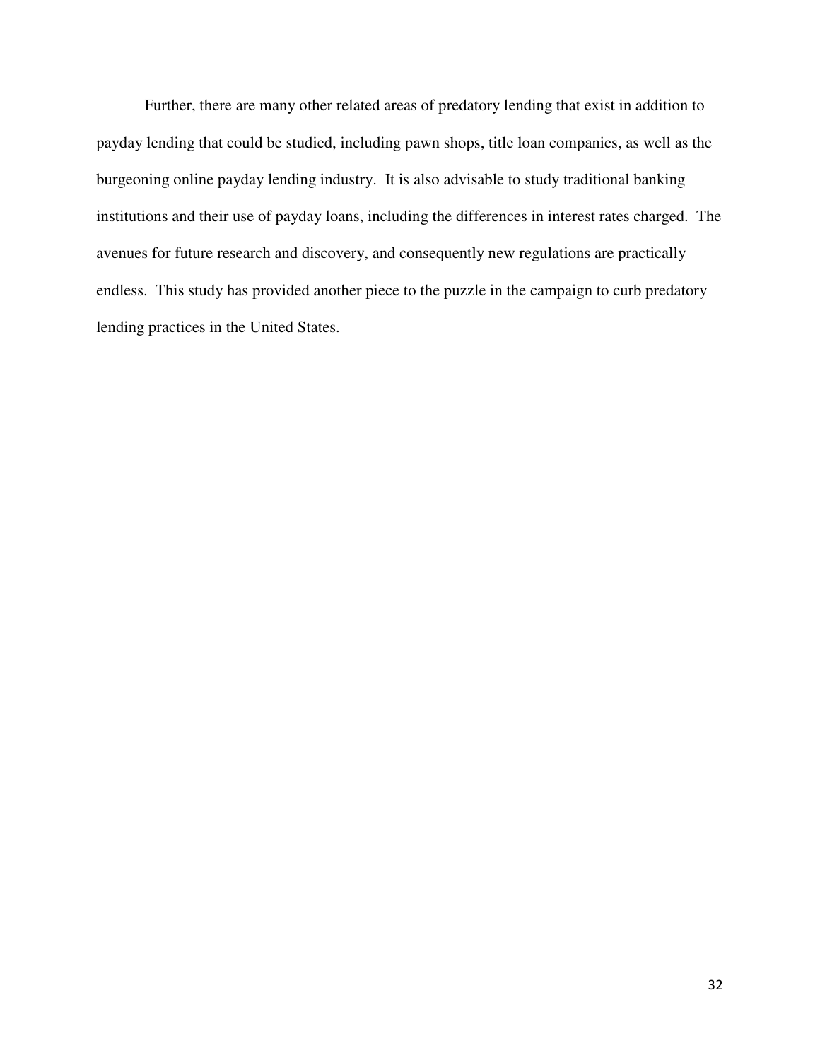Further, there are many other related areas of predatory lending that exist in addition to payday lending that could be studied, including pawn shops, title loan companies, as well as the burgeoning online payday lending industry. It is also advisable to study traditional banking institutions and their use of payday loans, including the differences in interest rates charged. The avenues for future research and discovery, and consequently new regulations are practically endless. This study has provided another piece to the puzzle in the campaign to curb predatory lending practices in the United States.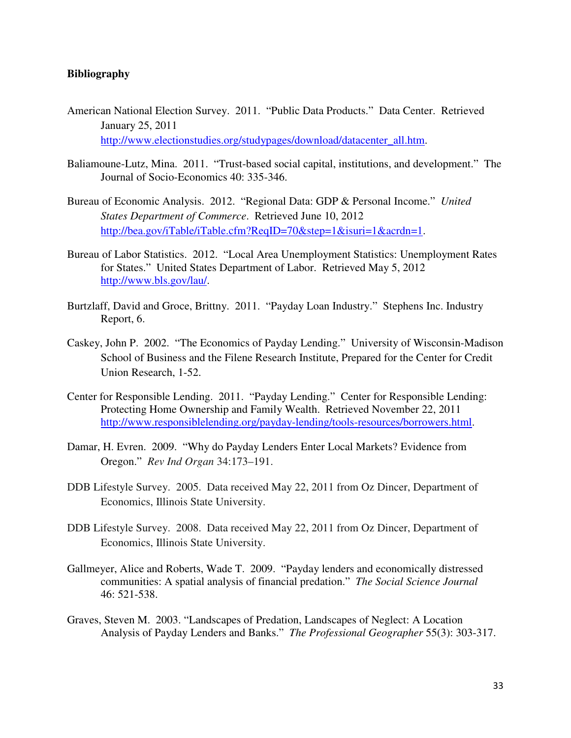**Bibliography**

American National Election Survey. 2011. "Public Data Products." Data Center. Retrieved January 25, 2011 http://www.electionstudies.org/studypages/download/datacenter_all.htm.

Baliamoune-Lutz, Mina. 2011. "Trust-based social capital, institutions, and development." The Journal of Socio-Economics 40: 335-346.

Bureau of Economic Analysis. 2012. "Regional Data: GDP & Personal Income." *United States Department of Commerce*. Retrieved June 10, 2012 http://bea.gov/iTable/iTable.cfm?ReqID=70&step=1&isuri=1&acrdn=1.

Bureau of Labor Statistics. 2012. "Local Area Unemployment Statistics: Unemployment Rates for States." United States Department of Labor. Retrieved May 5, 2012 http://www.bls.gov/lau/.

Burtzlaff, David and Groce, Brittny. 2011. "Payday Loan Industry." Stephens Inc. Industry Report, 6.

Caskey, John P. 2002. "The Economics of Payday Lending." University of Wisconsin-Madison School of Business and the Filene Research Institute, Prepared for the Center for Credit Union Research, 1-52.

Center for Responsible Lending. 2011. "Payday Lending." Center for Responsible Lending: Protecting Home Ownership and Family Wealth. Retrieved November 22, 2011 http://www.responsiblelending.org/payday-lending/tools-resources/borrowers.html.

Damar, H. Evren. 2009. "Why do Payday Lenders Enter Local Markets? Evidence from Oregon." *Rev Ind Organ* 34:173–191.

DDB Lifestyle Survey. 2005. Data received May 22, 2011 from Oz Dincer, Department of Economics, Illinois State University.

DDB Lifestyle Survey. 2008. Data received May 22, 2011 from Oz Dincer, Department of Economics, Illinois State University.

Gallmeyer, Alice and Roberts, Wade T. 2009. "Payday lenders and economically distressed communities: A spatial analysis of financial predation." *The Social Science Journal* 46: 521-538.

Graves, Steven M. 2003. "Landscapes of Predation, Landscapes of Neglect: A Location Analysis of Payday Lenders and Banks." *The Professional Geographer* 55(3): 303-317.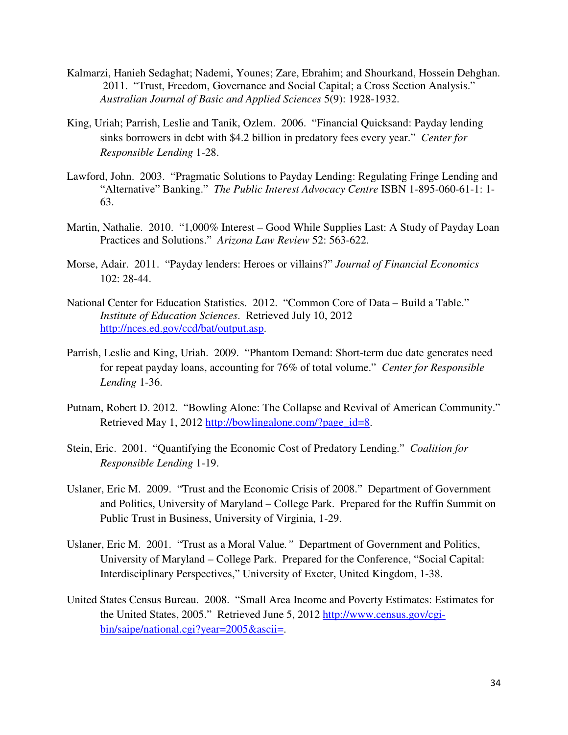Kalmarzi, Hanieh Sedaghat; Nademi, Younes; Zare, Ebrahim; and Shourkand, Hossein Dehghan. 2011. "Trust, Freedom, Governance and Social Capital; a Cross Section Analysis." *Australian Journal of Basic and Applied Sciences* 5(9): 1928-1932.

King, Uriah; Parrish, Leslie and Tanik, Ozlem. 2006. "Financial Quicksand: Payday lending sinks borrowers in debt with $4.2 billion in predatory fees every year." *Center for Responsible Lending* 1-28.

Lawford, John. 2003. "Pragmatic Solutions to Payday Lending: Regulating Fringe Lending and "Alternative" Banking." *The Public Interest Advocacy Centre* ISBN 1-895-060-61-1: 1-63.

Martin, Nathalie. 2010. "1,000% Interest – Good While Supplies Last: A Study of Payday Loan Practices and Solutions." *Arizona Law Review* 52: 563-622.

Morse, Adair. 2011. "Payday lenders: Heroes or villains?" *Journal of Financial Economics* 102: 28-44.

National Center for Education Statistics. 2012. "Common Core of Data – Build a Table." *Institute of Education Sciences*. Retrieved July 10, 2012 http://nces.ed.gov/ccd/bat/output.asp.

Parrish, Leslie and King, Uriah. 2009. "Phantom Demand: Short-term due date generates need for repeat payday loans, accounting for 76% of total volume." *Center for Responsible Lending* 1-36.

Putnam, Robert D. 2012. "Bowling Alone: The Collapse and Revival of American Community." Retrieved May 1, 2012 http://bowlingalone.com/?page_id=8.

Stein, Eric. 2001. "Quantifying the Economic Cost of Predatory Lending." *Coalition for Responsible Lending* 1-19.

Uslaner, Eric M. 2009. "Trust and the Economic Crisis of 2008." Department of Government and Politics, University of Maryland – College Park. Prepared for the Ruffin Summit on Public Trust in Business, University of Virginia, 1-29.

Uslaner, Eric M. 2001. "Trust as a Moral Value*.*" Department of Government and Politics, University of Maryland – College Park. Prepared for the Conference, "Social Capital: Interdisciplinary Perspectives," University of Exeter, United Kingdom, 1-38.

United States Census Bureau. 2008. "Small Area Income and Poverty Estimates: Estimates for the United States, 2005." Retrieved June 5, 2012 http://www.census.gov/cgi-bin/saipe/national.cgi?year=2005&ascii=.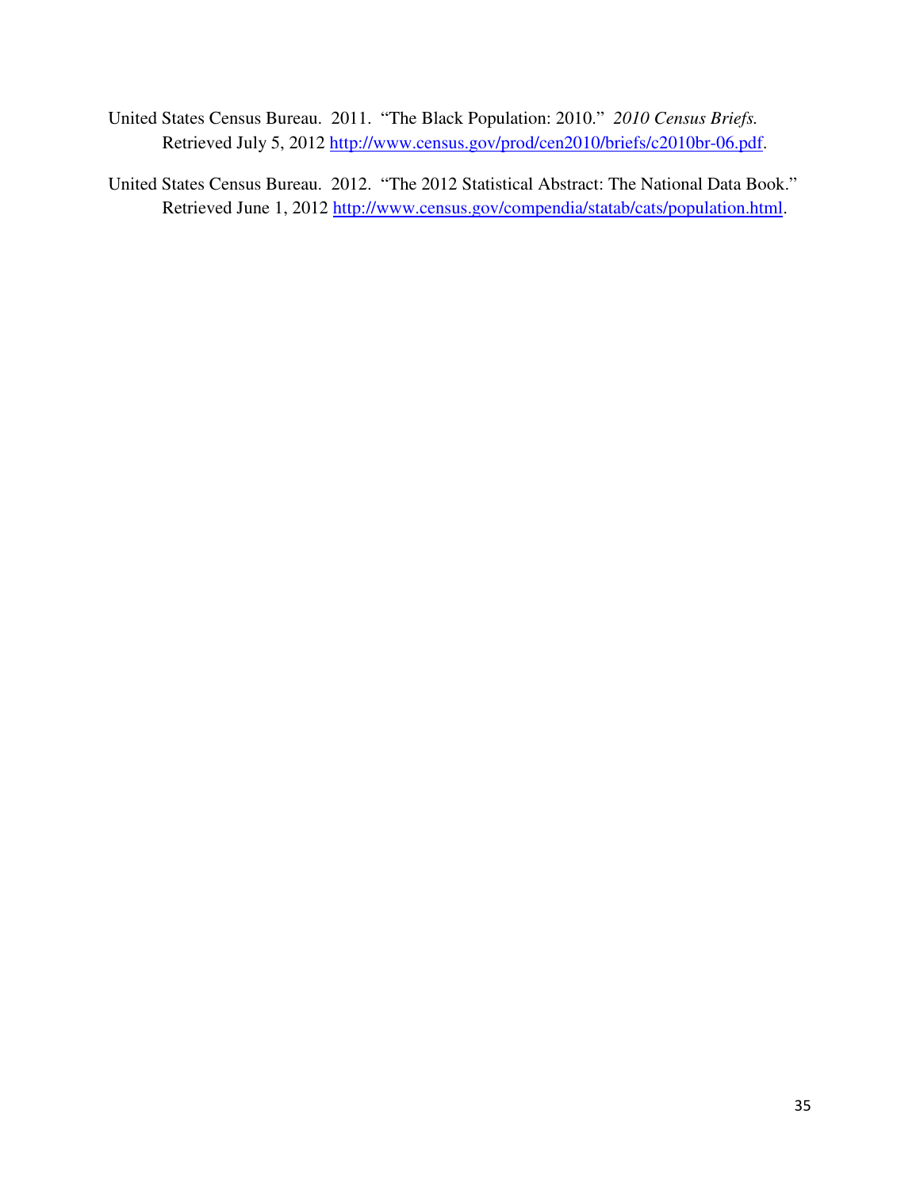United States Census Bureau. 2011. "The Black Population: 2010." *2010 Census Briefs.* Retrieved July 5, 2012 http://www.census.gov/prod/cen2010/briefs/c2010br-06.pdf.

United States Census Bureau. 2012. "The 2012 Statistical Abstract: The National Data Book." Retrieved June 1, 2012 http://www.census.gov/compendia/statab/cats/population.html.